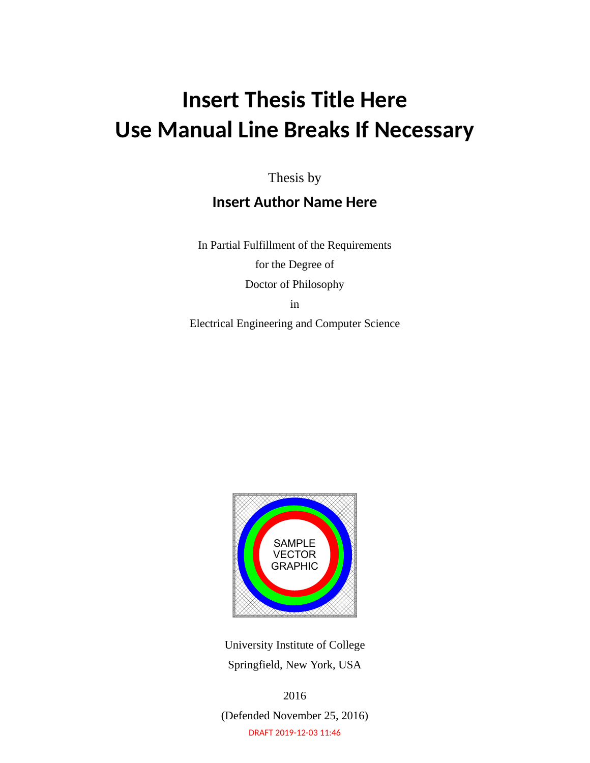# Insert Thesis Title Here
# Use Manual Line Breaks If Necessary

Thesis by

**Insert Author Name Here**

In Partial Fulfillment of the Requirements
for the Degree of
Doctor of Philosophy
in
Electrical Engineering and Computer Science

SAMPLE
VECTOR
GRAPHIC

University Institute of College
Springfield, New York, USA

2016
(Defended November 25, 2016)

DRAFT 2019-12-03 11:46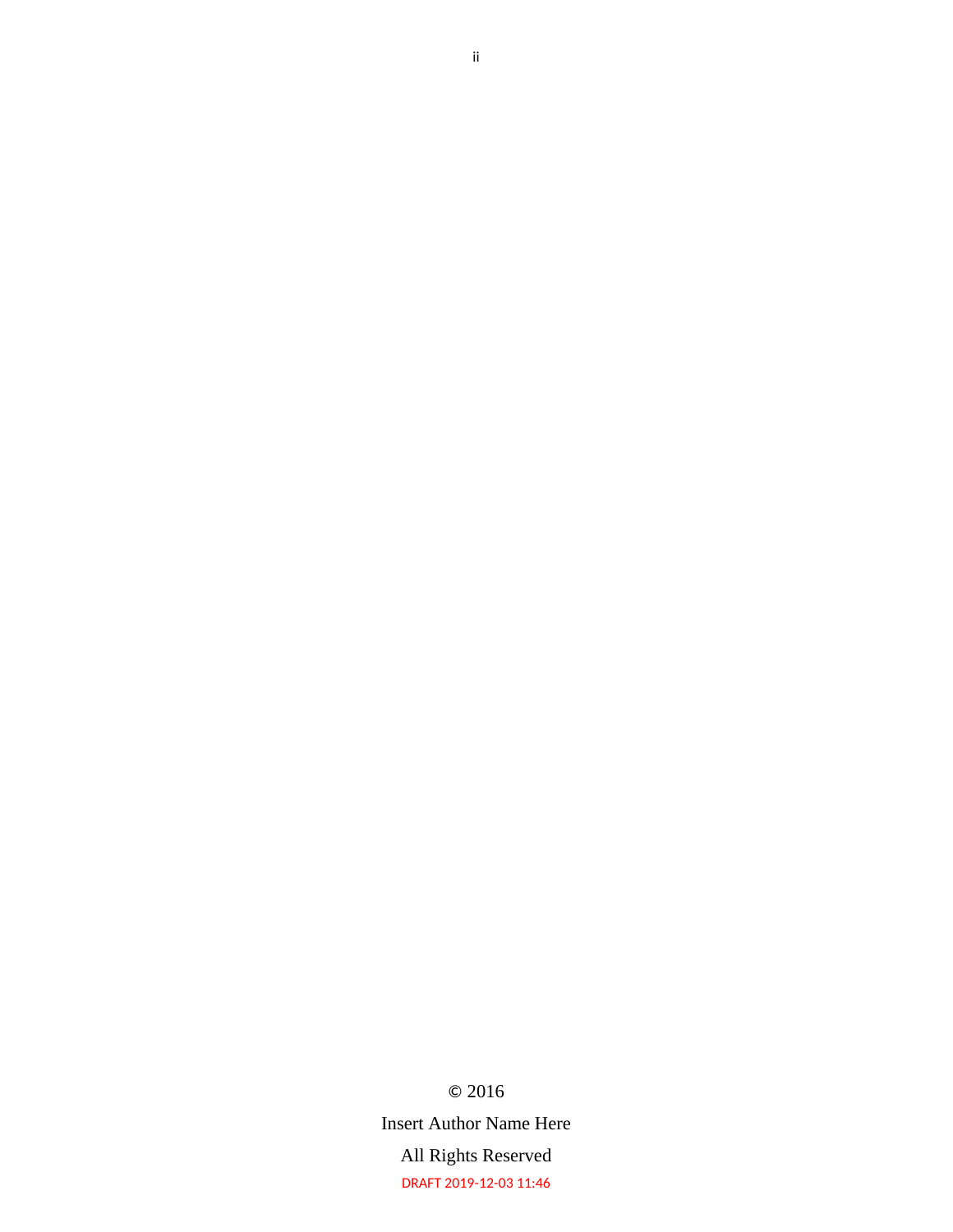© 2016

Insert Author Name Here

All Rights Reserved

DRAFT 2019-12-03 11:46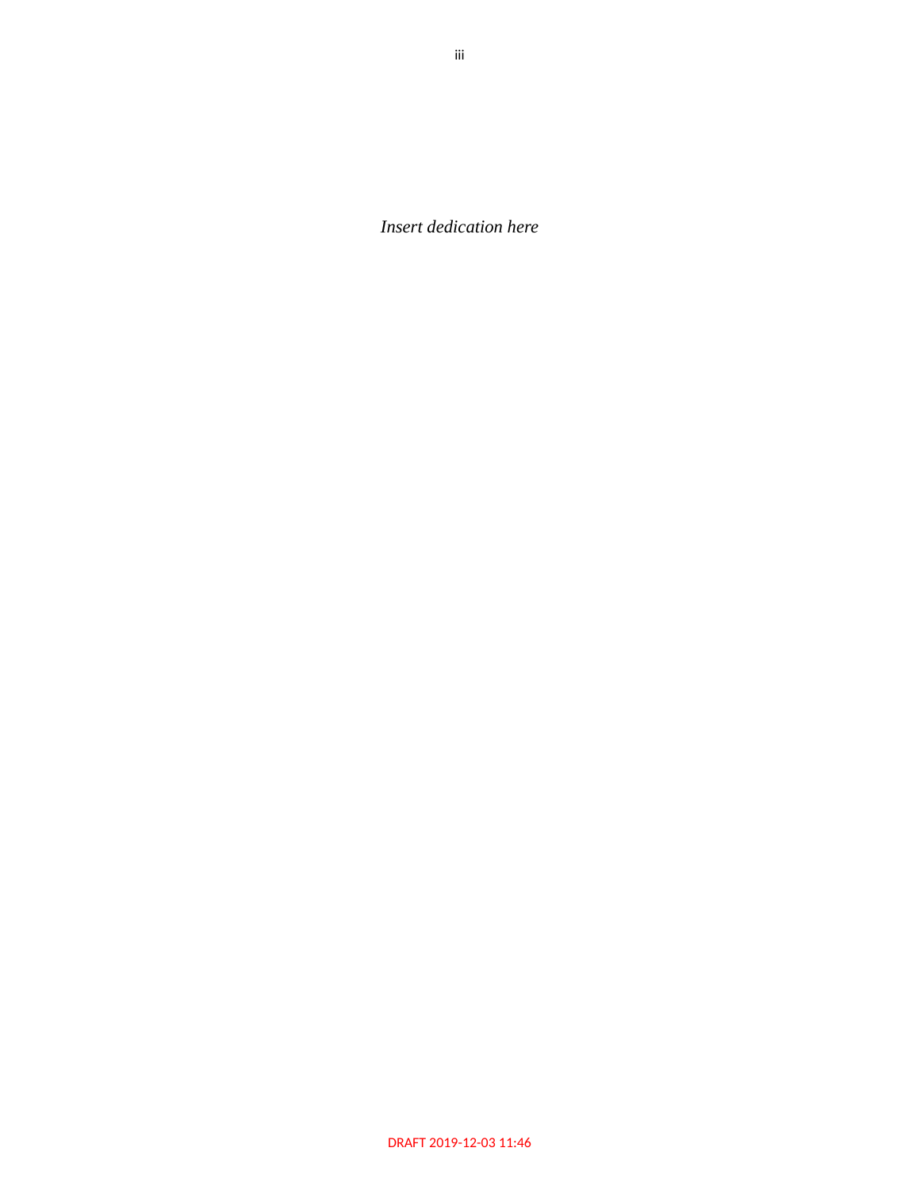*Insert dedication here*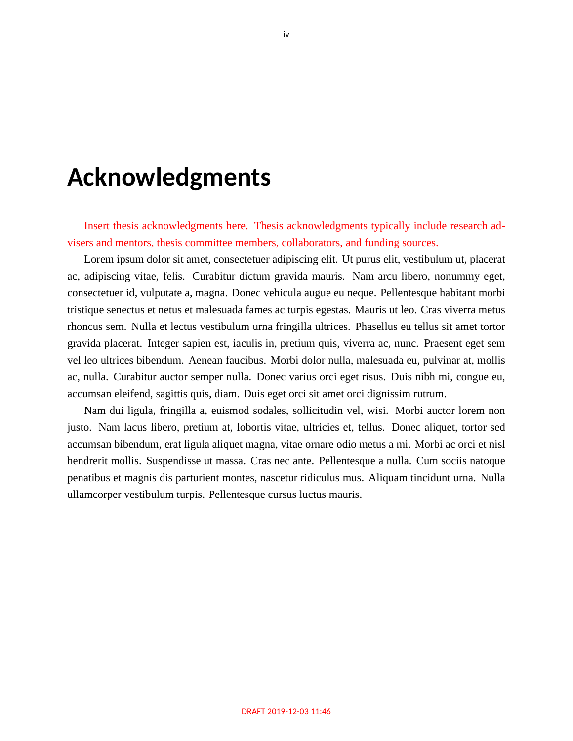# Acknowledgments

Insert thesis acknowledgments here. Thesis acknowledgments typically include research advisers and mentors, thesis committee members, collaborators, and funding sources.

Lorem ipsum dolor sit amet, consectetuer adipiscing elit. Ut purus elit, vestibulum ut, placerat ac, adipiscing vitae, felis. Curabitur dictum gravida mauris. Nam arcu libero, nonummy eget, consectetuer id, vulputate a, magna. Donec vehicula augue eu neque. Pellentesque habitant morbi tristique senectus et netus et malesuada fames ac turpis egestas. Mauris ut leo. Cras viverra metus rhoncus sem. Nulla et lectus vestibulum urna fringilla ultrices. Phasellus eu tellus sit amet tortor gravida placerat. Integer sapien est, iaculis in, pretium quis, viverra ac, nunc. Praesent eget sem vel leo ultrices bibendum. Aenean faucibus. Morbi dolor nulla, malesuada eu, pulvinar at, mollis ac, nulla. Curabitur auctor semper nulla. Donec varius orci eget risus. Duis nibh mi, congue eu, accumsan eleifend, sagittis quis, diam. Duis eget orci sit amet orci dignissim rutrum.

Nam dui ligula, fringilla a, euismod sodales, sollicitudin vel, wisi. Morbi auctor lorem non justo. Nam lacus libero, pretium at, lobortis vitae, ultricies et, tellus. Donec aliquet, tortor sed accumsan bibendum, erat ligula aliquet magna, vitae ornare odio metus a mi. Morbi ac orci et nisl hendrerit mollis. Suspendisse ut massa. Cras nec ante. Pellentesque a nulla. Cum sociis natoque penatibus et magnis dis parturient montes, nascetur ridiculus mus. Aliquam tincidunt urna. Nulla ullamcorper vestibulum turpis. Pellentesque cursus luctus mauris.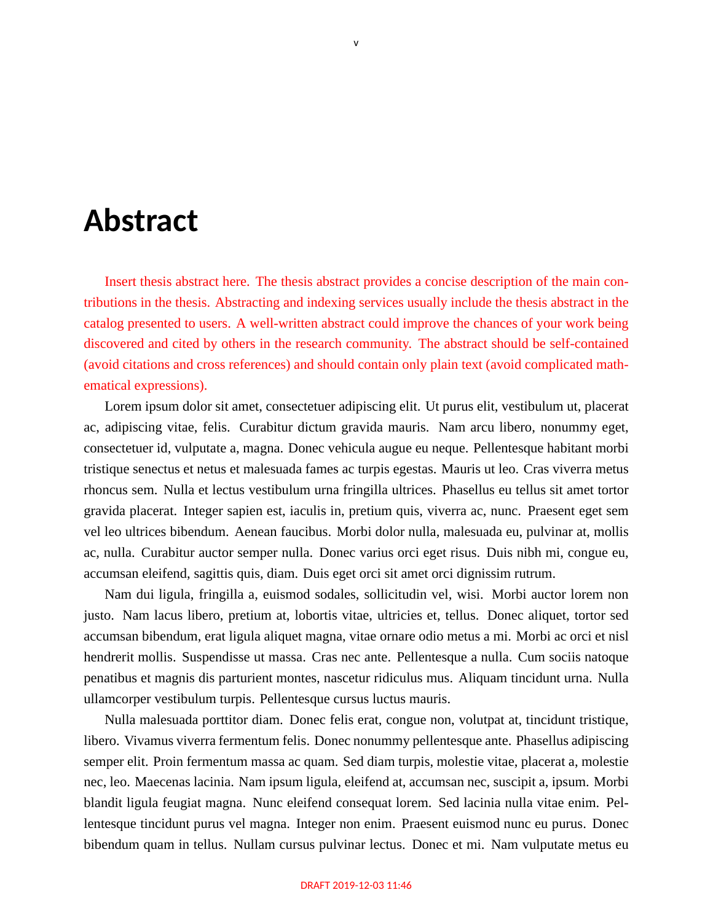# Abstract

Insert thesis abstract here. The thesis abstract provides a concise description of the main contributions in the thesis. Abstracting and indexing services usually include the thesis abstract in the catalog presented to users. A well-written abstract could improve the chances of your work being discovered and cited by others in the research community. The abstract should be self-contained (avoid citations and cross references) and should contain only plain text (avoid complicated mathematical expressions).

Lorem ipsum dolor sit amet, consectetuer adipiscing elit. Ut purus elit, vestibulum ut, placerat ac, adipiscing vitae, felis. Curabitur dictum gravida mauris. Nam arcu libero, nonummy eget, consectetuer id, vulputate a, magna. Donec vehicula augue eu neque. Pellentesque habitant morbi tristique senectus et netus et malesuada fames ac turpis egestas. Mauris ut leo. Cras viverra metus rhoncus sem. Nulla et lectus vestibulum urna fringilla ultrices. Phasellus eu tellus sit amet tortor gravida placerat. Integer sapien est, iaculis in, pretium quis, viverra ac, nunc. Praesent eget sem vel leo ultrices bibendum. Aenean faucibus. Morbi dolor nulla, malesuada eu, pulvinar at, mollis ac, nulla. Curabitur auctor semper nulla. Donec varius orci eget risus. Duis nibh mi, congue eu, accumsan eleifend, sagittis quis, diam. Duis eget orci sit amet orci dignissim rutrum.

Nam dui ligula, fringilla a, euismod sodales, sollicitudin vel, wisi. Morbi auctor lorem non justo. Nam lacus libero, pretium at, lobortis vitae, ultricies et, tellus. Donec aliquet, tortor sed accumsan bibendum, erat ligula aliquet magna, vitae ornare odio metus a mi. Morbi ac orci et nisl hendrerit mollis. Suspendisse ut massa. Cras nec ante. Pellentesque a nulla. Cum sociis natoque penatibus et magnis dis parturient montes, nascetur ridiculus mus. Aliquam tincidunt urna. Nulla ullamcorper vestibulum turpis. Pellentesque cursus luctus mauris.

Nulla malesuada porttitor diam. Donec felis erat, congue non, volutpat at, tincidunt tristique, libero. Vivamus viverra fermentum felis. Donec nonummy pellentesque ante. Phasellus adipiscing semper elit. Proin fermentum massa ac quam. Sed diam turpis, molestie vitae, placerat a, molestie nec, leo. Maecenas lacinia. Nam ipsum ligula, eleifend at, accumsan nec, suscipit a, ipsum. Morbi blandit ligula feugiat magna. Nunc eleifend consequat lorem. Sed lacinia nulla vitae enim. Pellentesque tincidunt purus vel magna. Integer non enim. Praesent euismod nunc eu purus. Donec bibendum quam in tellus. Nullam cursus pulvinar lectus. Donec et mi. Nam vulputate metus eu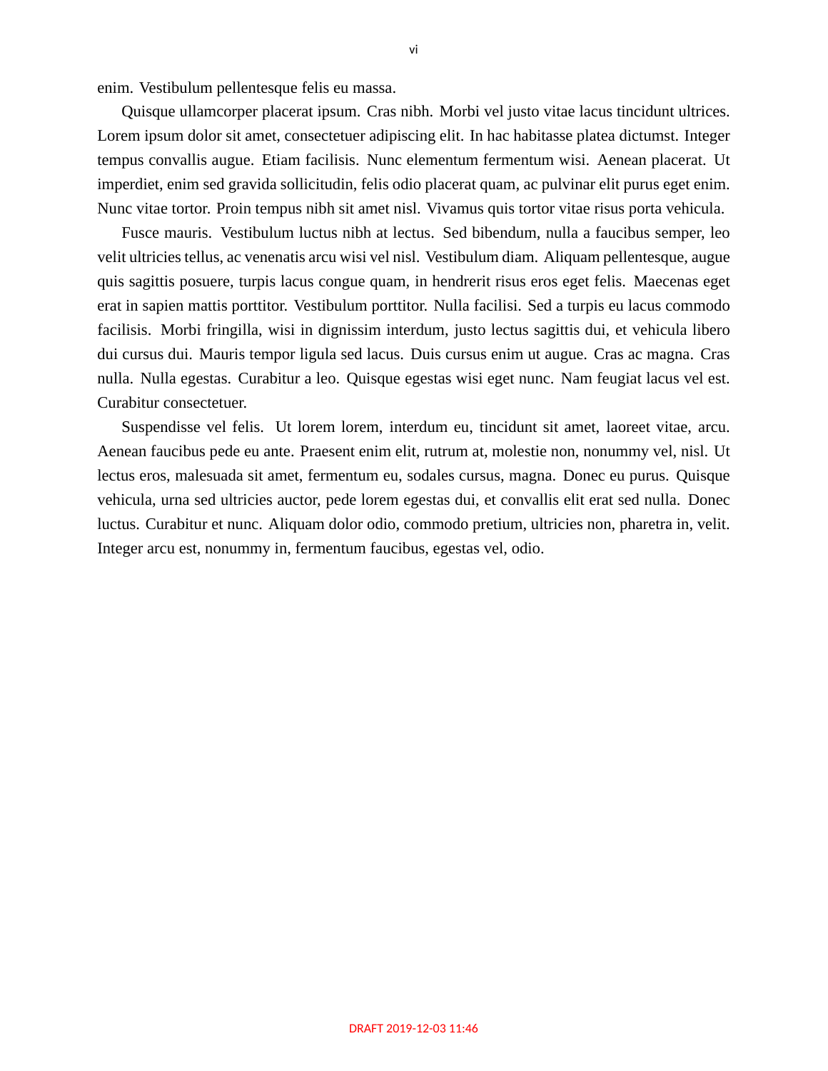enim. Vestibulum pellentesque felis eu massa.

Quisque ullamcorper placerat ipsum. Cras nibh. Morbi vel justo vitae lacus tincidunt ultrices. Lorem ipsum dolor sit amet, consectetuer adipiscing elit. In hac habitasse platea dictumst. Integer tempus convallis augue. Etiam facilisis. Nunc elementum fermentum wisi. Aenean placerat. Ut imperdiet, enim sed gravida sollicitudin, felis odio placerat quam, ac pulvinar elit purus eget enim. Nunc vitae tortor. Proin tempus nibh sit amet nisl. Vivamus quis tortor vitae risus porta vehicula.

Fusce mauris. Vestibulum luctus nibh at lectus. Sed bibendum, nulla a faucibus semper, leo velit ultricies tellus, ac venenatis arcu wisi vel nisl. Vestibulum diam. Aliquam pellentesque, augue quis sagittis posuere, turpis lacus congue quam, in hendrerit risus eros eget felis. Maecenas eget erat in sapien mattis porttitor. Vestibulum porttitor. Nulla facilisi. Sed a turpis eu lacus commodo facilisis. Morbi fringilla, wisi in dignissim interdum, justo lectus sagittis dui, et vehicula libero dui cursus dui. Mauris tempor ligula sed lacus. Duis cursus enim ut augue. Cras ac magna. Cras nulla. Nulla egestas. Curabitur a leo. Quisque egestas wisi eget nunc. Nam feugiat lacus vel est. Curabitur consectetuer.

Suspendisse vel felis. Ut lorem lorem, interdum eu, tincidunt sit amet, laoreet vitae, arcu. Aenean faucibus pede eu ante. Praesent enim elit, rutrum at, molestie non, nonummy vel, nisl. Ut lectus eros, malesuada sit amet, fermentum eu, sodales cursus, magna. Donec eu purus. Quisque vehicula, urna sed ultricies auctor, pede lorem egestas dui, et convallis elit erat sed nulla. Donec luctus. Curabitur et nunc. Aliquam dolor odio, commodo pretium, ultricies non, pharetra in, velit. Integer arcu est, nonummy in, fermentum faucibus, egestas vel, odio.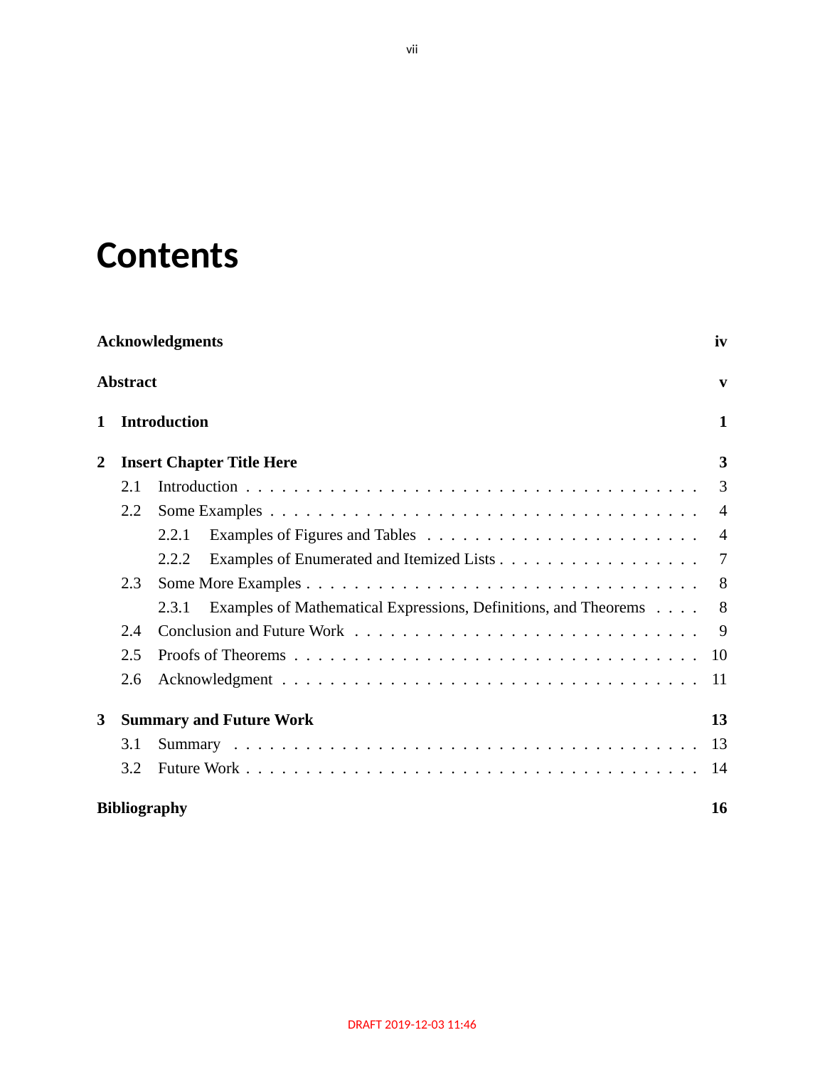# Contents

**Acknowledgments** **iv**

**Abstract** **v**

**1 Introduction** **1**

**2 Insert Chapter Title Here** **3**

- 2.1 Introduction . . . . . . . . . . 3
- 2.2 Some Examples . . . . . . . . . . 4
  - 2.2.1 Examples of Figures and Tables . . . . . . . . . . 4
  - 2.2.2 Examples of Enumerated and Itemized Lists . . . . . . . . . . 7
- 2.3 Some More Examples . . . . . . . . . . 8
  - 2.3.1 Examples of Mathematical Expressions, Definitions, and Theorems . . . . 8
- 2.4 Conclusion and Future Work . . . . . . . . . . 9
- 2.5 Proofs of Theorems . . . . . . . . . . 10
- 2.6 Acknowledgment . . . . . . . . . . 11

**3 Summary and Future Work** **13**

- 3.1 Summary . . . . . . . . . . 13
- 3.2 Future Work . . . . . . . . . . 14

**Bibliography** **16**

DRAFT 2019-12-03 11:46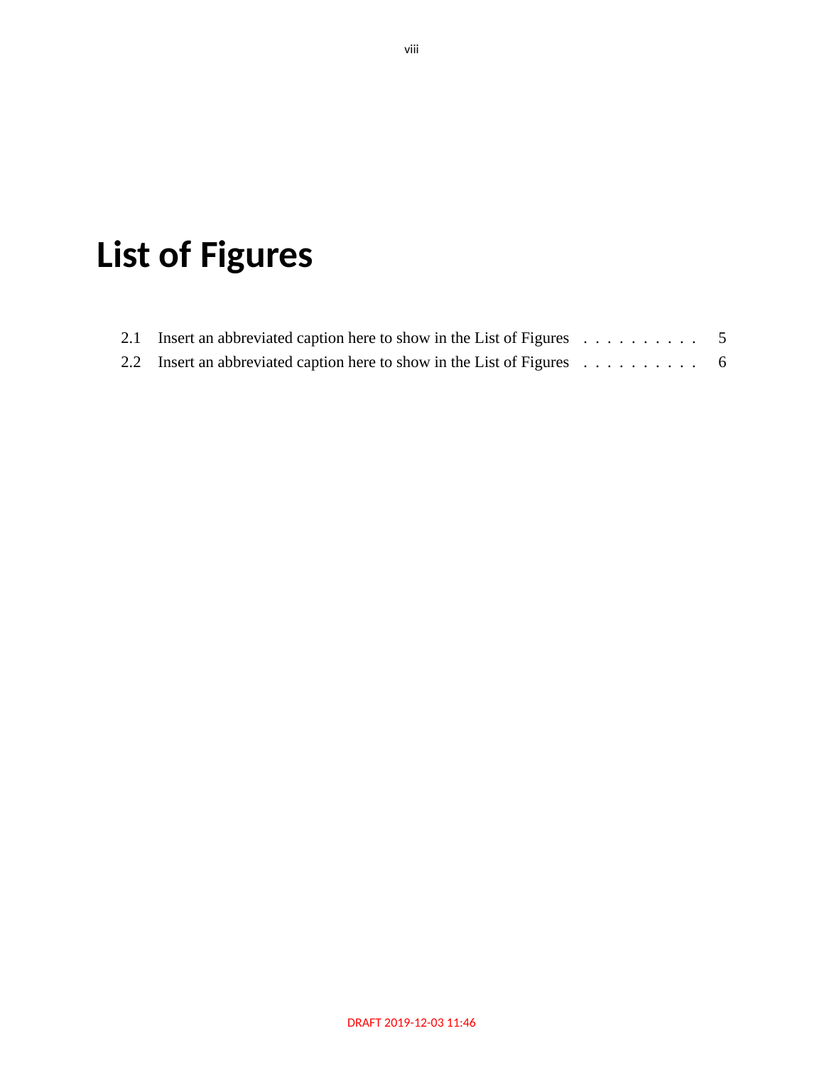# List of Figures

2.1 Insert an abbreviated caption here to show in the List of Figures . . . . . . . . . . 5

2.2 Insert an abbreviated caption here to show in the List of Figures . . . . . . . . . . 6

DRAFT 2019-12-03 11:46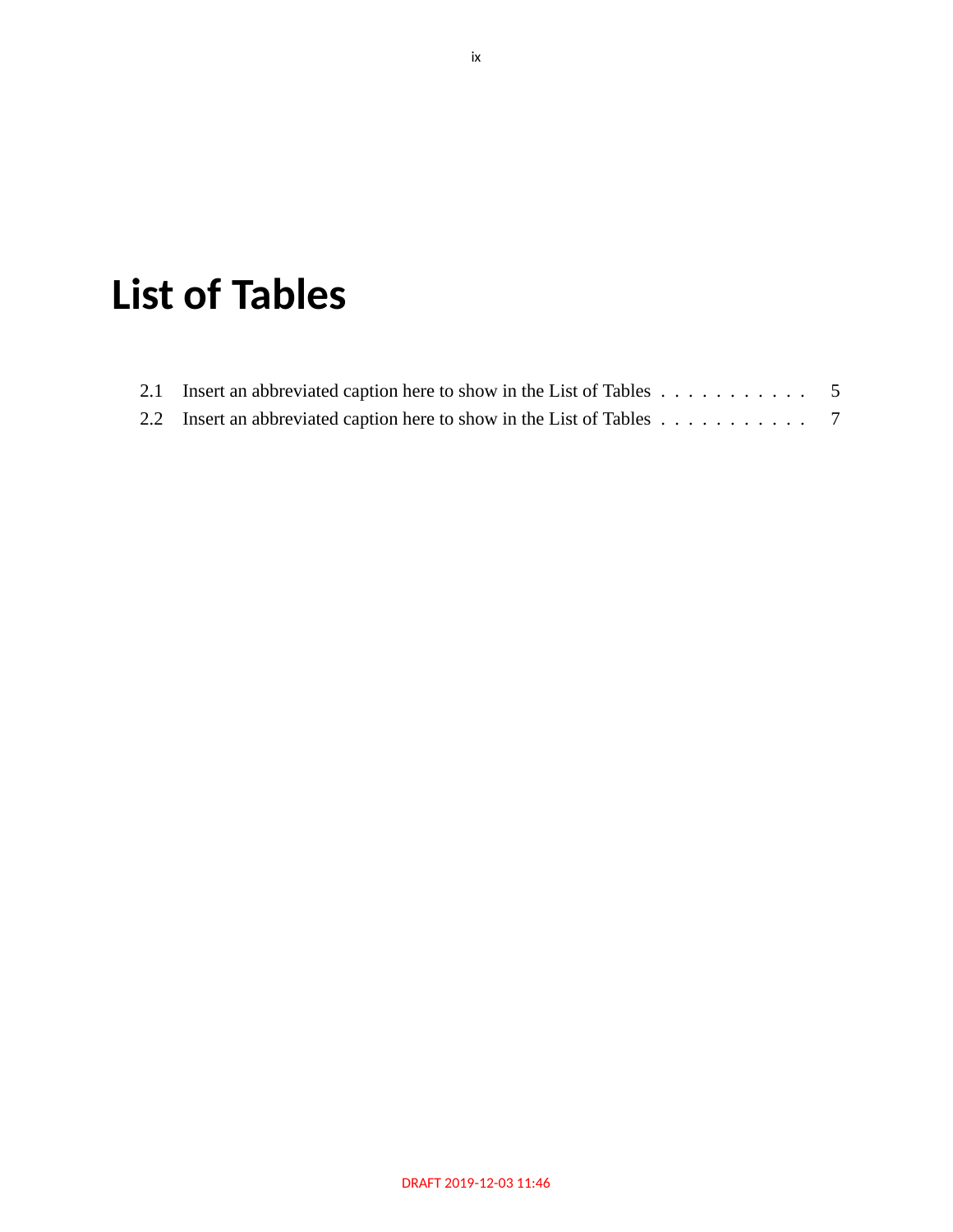# List of Tables

2.1 Insert an abbreviated caption here to show in the List of Tables . . . . . . . . . . . 5

2.2 Insert an abbreviated caption here to show in the List of Tables . . . . . . . . . . . 7

DRAFT 2019-12-03 11:46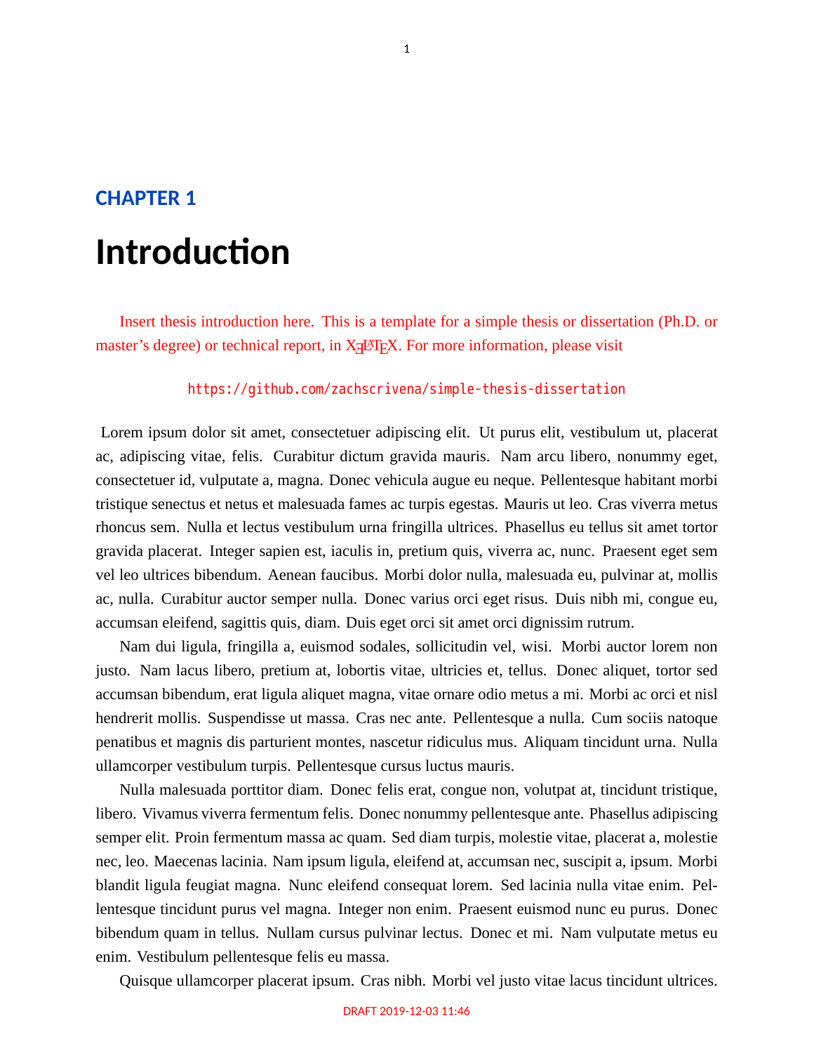# CHAPTER 1

# Introduction

Insert thesis introduction here. This is a template for a simple thesis or dissertation (Ph.D. or master's degree) or technical report, in XƎLaTeX. For more information, please visit

https://github.com/zachscrivena/simple-thesis-dissertation

Lorem ipsum dolor sit amet, consectetuer adipiscing elit. Ut purus elit, vestibulum ut, placerat ac, adipiscing vitae, felis. Curabitur dictum gravida mauris. Nam arcu libero, nonummy eget, consectetuer id, vulputate a, magna. Donec vehicula augue eu neque. Pellentesque habitant morbi tristique senectus et netus et malesuada fames ac turpis egestas. Mauris ut leo. Cras viverra metus rhoncus sem. Nulla et lectus vestibulum urna fringilla ultrices. Phasellus eu tellus sit amet tortor gravida placerat. Integer sapien est, iaculis in, pretium quis, viverra ac, nunc. Praesent eget sem vel leo ultrices bibendum. Aenean faucibus. Morbi dolor nulla, malesuada eu, pulvinar at, mollis ac, nulla. Curabitur auctor semper nulla. Donec varius orci eget risus. Duis nibh mi, congue eu, accumsan eleifend, sagittis quis, diam. Duis eget orci sit amet orci dignissim rutrum.

Nam dui ligula, fringilla a, euismod sodales, sollicitudin vel, wisi. Morbi auctor lorem non justo. Nam lacus libero, pretium at, lobortis vitae, ultricies et, tellus. Donec aliquet, tortor sed accumsan bibendum, erat ligula aliquet magna, vitae ornare odio metus a mi. Morbi ac orci et nisl hendrerit mollis. Suspendisse ut massa. Cras nec ante. Pellentesque a nulla. Cum sociis natoque penatibus et magnis dis parturient montes, nascetur ridiculus mus. Aliquam tincidunt urna. Nulla ullamcorper vestibulum turpis. Pellentesque cursus luctus mauris.

Nulla malesuada porttitor diam. Donec felis erat, congue non, volutpat at, tincidunt tristique, libero. Vivamus viverra fermentum felis. Donec nonummy pellentesque ante. Phasellus adipiscing semper elit. Proin fermentum massa ac quam. Sed diam turpis, molestie vitae, placerat a, molestie nec, leo. Maecenas lacinia. Nam ipsum ligula, eleifend at, accumsan nec, suscipit a, ipsum. Morbi blandit ligula feugiat magna. Nunc eleifend consequat lorem. Sed lacinia nulla vitae enim. Pellentesque tincidunt purus vel magna. Integer non enim. Praesent euismod nunc eu purus. Donec bibendum quam in tellus. Nullam cursus pulvinar lectus. Donec et mi. Nam vulputate metus eu enim. Vestibulum pellentesque felis eu massa.

Quisque ullamcorper placerat ipsum. Cras nibh. Morbi vel justo vitae lacus tincidunt ultrices.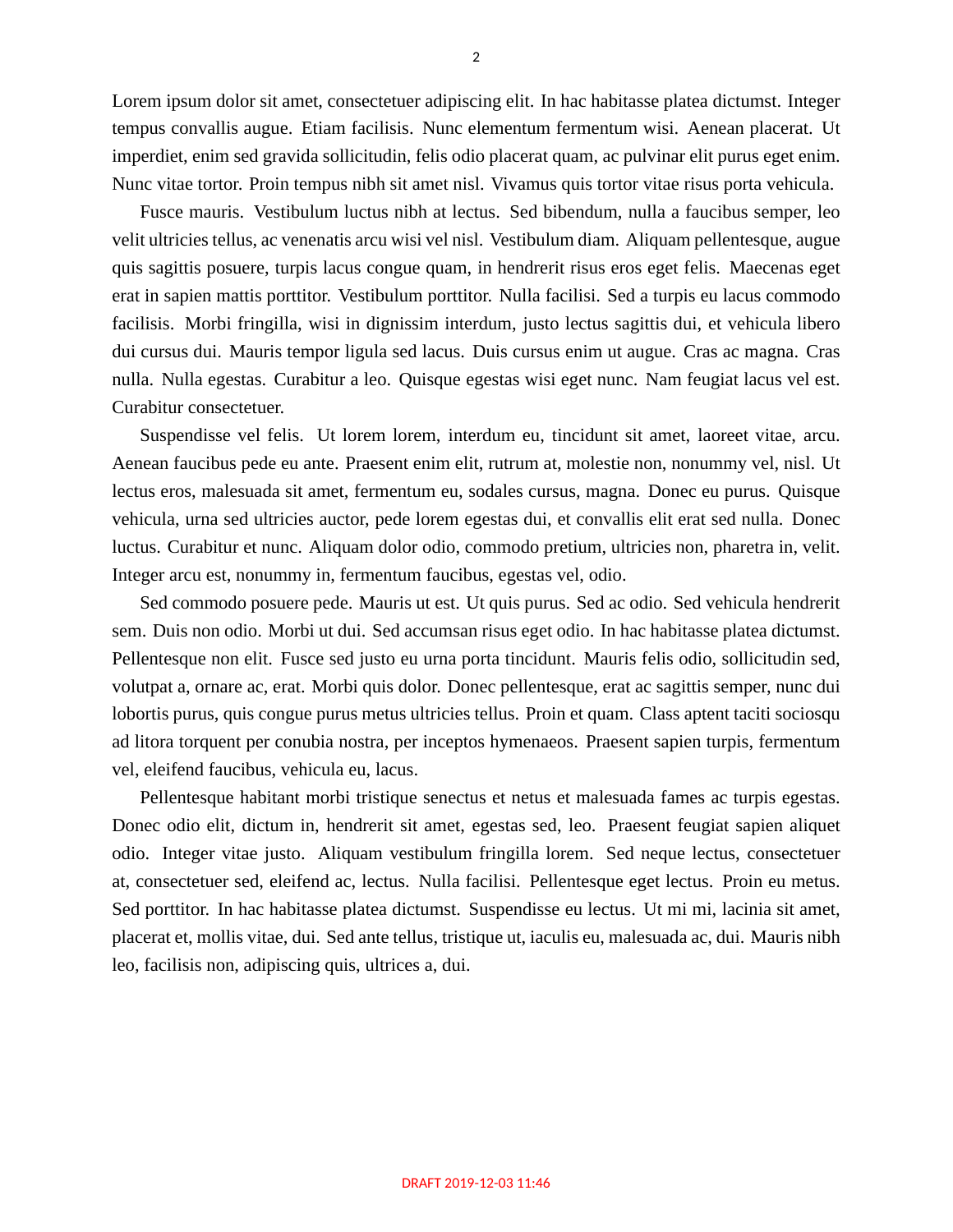Lorem ipsum dolor sit amet, consectetuer adipiscing elit. In hac habitasse platea dictumst. Integer tempus convallis augue. Etiam facilisis. Nunc elementum fermentum wisi. Aenean placerat. Ut imperdiet, enim sed gravida sollicitudin, felis odio placerat quam, ac pulvinar elit purus eget enim. Nunc vitae tortor. Proin tempus nibh sit amet nisl. Vivamus quis tortor vitae risus porta vehicula.

Fusce mauris. Vestibulum luctus nibh at lectus. Sed bibendum, nulla a faucibus semper, leo velit ultricies tellus, ac venenatis arcu wisi vel nisl. Vestibulum diam. Aliquam pellentesque, augue quis sagittis posuere, turpis lacus congue quam, in hendrerit risus eros eget felis. Maecenas eget erat in sapien mattis porttitor. Vestibulum porttitor. Nulla facilisi. Sed a turpis eu lacus commodo facilisis. Morbi fringilla, wisi in dignissim interdum, justo lectus sagittis dui, et vehicula libero dui cursus dui. Mauris tempor ligula sed lacus. Duis cursus enim ut augue. Cras ac magna. Cras nulla. Nulla egestas. Curabitur a leo. Quisque egestas wisi eget nunc. Nam feugiat lacus vel est. Curabitur consectetuer.

Suspendisse vel felis. Ut lorem lorem, interdum eu, tincidunt sit amet, laoreet vitae, arcu. Aenean faucibus pede eu ante. Praesent enim elit, rutrum at, molestie non, nonummy vel, nisl. Ut lectus eros, malesuada sit amet, fermentum eu, sodales cursus, magna. Donec eu purus. Quisque vehicula, urna sed ultricies auctor, pede lorem egestas dui, et convallis elit erat sed nulla. Donec luctus. Curabitur et nunc. Aliquam dolor odio, commodo pretium, ultricies non, pharetra in, velit. Integer arcu est, nonummy in, fermentum faucibus, egestas vel, odio.

Sed commodo posuere pede. Mauris ut est. Ut quis purus. Sed ac odio. Sed vehicula hendrerit sem. Duis non odio. Morbi ut dui. Sed accumsan risus eget odio. In hac habitasse platea dictumst. Pellentesque non elit. Fusce sed justo eu urna porta tincidunt. Mauris felis odio, sollicitudin sed, volutpat a, ornare ac, erat. Morbi quis dolor. Donec pellentesque, erat ac sagittis semper, nunc dui lobortis purus, quis congue purus metus ultricies tellus. Proin et quam. Class aptent taciti sociosqu ad litora torquent per conubia nostra, per inceptos hymenaeos. Praesent sapien turpis, fermentum vel, eleifend faucibus, vehicula eu, lacus.

Pellentesque habitant morbi tristique senectus et netus et malesuada fames ac turpis egestas. Donec odio elit, dictum in, hendrerit sit amet, egestas sed, leo. Praesent feugiat sapien aliquet odio. Integer vitae justo. Aliquam vestibulum fringilla lorem. Sed neque lectus, consectetuer at, consectetuer sed, eleifend ac, lectus. Nulla facilisi. Pellentesque eget lectus. Proin eu metus. Sed porttitor. In hac habitasse platea dictumst. Suspendisse eu lectus. Ut mi mi, lacinia sit amet, placerat et, mollis vitae, dui. Sed ante tellus, tristique ut, iaculis eu, malesuada ac, dui. Mauris nibh leo, facilisis non, adipiscing quis, ultrices a, dui.

DRAFT 2019-12-03 11:46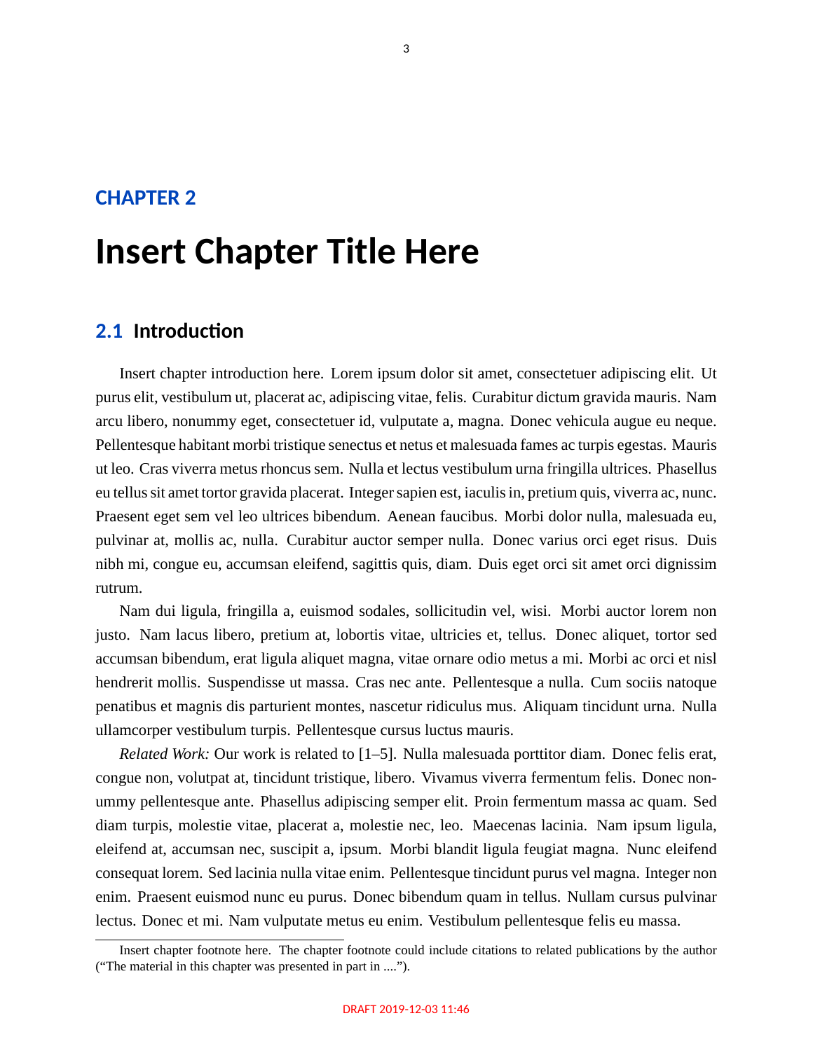# CHAPTER 2

# Insert Chapter Title Here

## 2.1 Introduction

Insert chapter introduction here. Lorem ipsum dolor sit amet, consectetuer adipiscing elit. Ut purus elit, vestibulum ut, placerat ac, adipiscing vitae, felis. Curabitur dictum gravida mauris. Nam arcu libero, nonummy eget, consectetuer id, vulputate a, magna. Donec vehicula augue eu neque. Pellentesque habitant morbi tristique senectus et netus et malesuada fames ac turpis egestas. Mauris ut leo. Cras viverra metus rhoncus sem. Nulla et lectus vestibulum urna fringilla ultrices. Phasellus eu tellus sit amet tortor gravida placerat. Integer sapien est, iaculis in, pretium quis, viverra ac, nunc. Praesent eget sem vel leo ultrices bibendum. Aenean faucibus. Morbi dolor nulla, malesuada eu, pulvinar at, mollis ac, nulla. Curabitur auctor semper nulla. Donec varius orci eget risus. Duis nibh mi, congue eu, accumsan eleifend, sagittis quis, diam. Duis eget orci sit amet orci dignissim rutrum.

Nam dui ligula, fringilla a, euismod sodales, sollicitudin vel, wisi. Morbi auctor lorem non justo. Nam lacus libero, pretium at, lobortis vitae, ultricies et, tellus. Donec aliquet, tortor sed accumsan bibendum, erat ligula aliquet magna, vitae ornare odio metus a mi. Morbi ac orci et nisl hendrerit mollis. Suspendisse ut massa. Cras nec ante. Pellentesque a nulla. Cum sociis natoque penatibus et magnis dis parturient montes, nascetur ridiculus mus. Aliquam tincidunt urna. Nulla ullamcorper vestibulum turpis. Pellentesque cursus luctus mauris.

*Related Work:* Our work is related to [1–5]. Nulla malesuada porttitor diam. Donec felis erat, congue non, volutpat at, tincidunt tristique, libero. Vivamus viverra fermentum felis. Donec nonummy pellentesque ante. Phasellus adipiscing semper elit. Proin fermentum massa ac quam. Sed diam turpis, molestie vitae, placerat a, molestie nec, leo. Maecenas lacinia. Nam ipsum ligula, eleifend at, accumsan nec, suscipit a, ipsum. Morbi blandit ligula feugiat magna. Nunc eleifend consequat lorem. Sed lacinia nulla vitae enim. Pellentesque tincidunt purus vel magna. Integer non enim. Praesent euismod nunc eu purus. Donec bibendum quam in tellus. Nullam cursus pulvinar lectus. Donec et mi. Nam vulputate metus eu enim. Vestibulum pellentesque felis eu massa.

---

Insert chapter footnote here. The chapter footnote could include citations to related publications by the author ("The material in this chapter was presented in part in ....").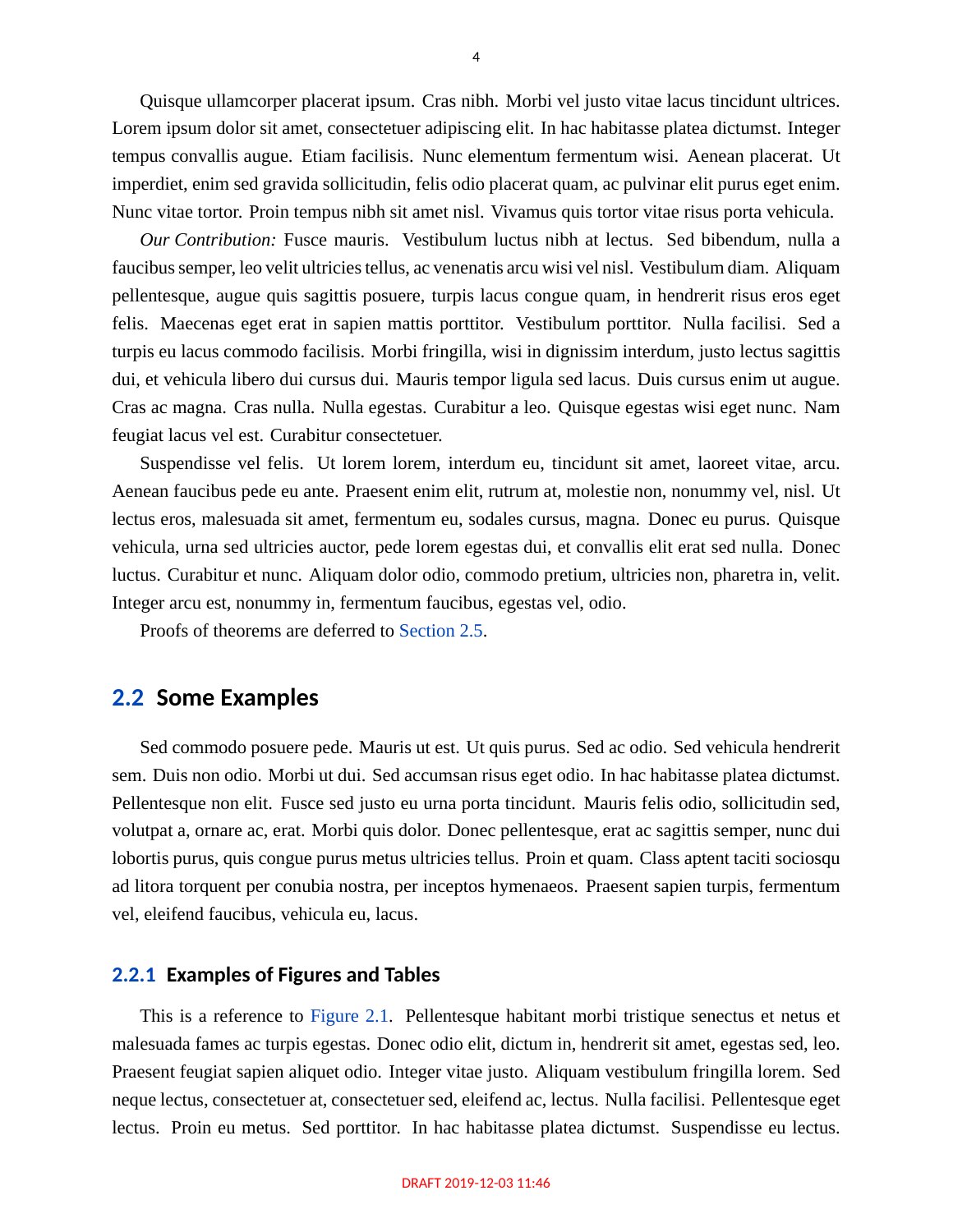Quisque ullamcorper placerat ipsum. Cras nibh. Morbi vel justo vitae lacus tincidunt ultrices. Lorem ipsum dolor sit amet, consectetuer adipiscing elit. In hac habitasse platea dictumst. Integer tempus convallis augue. Etiam facilisis. Nunc elementum fermentum wisi. Aenean placerat. Ut imperdiet, enim sed gravida sollicitudin, felis odio placerat quam, ac pulvinar elit purus eget enim. Nunc vitae tortor. Proin tempus nibh sit amet nisl. Vivamus quis tortor vitae risus porta vehicula.

*Our Contribution:* Fusce mauris. Vestibulum luctus nibh at lectus. Sed bibendum, nulla a faucibus semper, leo velit ultricies tellus, ac venenatis arcu wisi vel nisl. Vestibulum diam. Aliquam pellentesque, augue quis sagittis posuere, turpis lacus congue quam, in hendrerit risus eros eget felis. Maecenas eget erat in sapien mattis porttitor. Vestibulum porttitor. Nulla facilisi. Sed a turpis eu lacus commodo facilisis. Morbi fringilla, wisi in dignissim interdum, justo lectus sagittis dui, et vehicula libero dui cursus dui. Mauris tempor ligula sed lacus. Duis cursus enim ut augue. Cras ac magna. Cras nulla. Nulla egestas. Curabitur a leo. Quisque egestas wisi eget nunc. Nam feugiat lacus vel est. Curabitur consectetuer.

Suspendisse vel felis. Ut lorem lorem, interdum eu, tincidunt sit amet, laoreet vitae, arcu. Aenean faucibus pede eu ante. Praesent enim elit, rutrum at, molestie non, nonummy vel, nisl. Ut lectus eros, malesuada sit amet, fermentum eu, sodales cursus, magna. Donec eu purus. Quisque vehicula, urna sed ultricies auctor, pede lorem egestas dui, et convallis elit erat sed nulla. Donec luctus. Curabitur et nunc. Aliquam dolor odio, commodo pretium, ultricies non, pharetra in, velit. Integer arcu est, nonummy in, fermentum faucibus, egestas vel, odio.

Proofs of theorems are deferred to Section 2.5.

## 2.2 Some Examples

Sed commodo posuere pede. Mauris ut est. Ut quis purus. Sed ac odio. Sed vehicula hendrerit sem. Duis non odio. Morbi ut dui. Sed accumsan risus eget odio. In hac habitasse platea dictumst. Pellentesque non elit. Fusce sed justo eu urna porta tincidunt. Mauris felis odio, sollicitudin sed, volutpat a, ornare ac, erat. Morbi quis dolor. Donec pellentesque, erat ac sagittis semper, nunc dui lobortis purus, quis congue purus metus ultricies tellus. Proin et quam. Class aptent taciti sociosqu ad litora torquent per conubia nostra, per inceptos hymenaeos. Praesent sapien turpis, fermentum vel, eleifend faucibus, vehicula eu, lacus.

### 2.2.1 Examples of Figures and Tables

This is a reference to Figure 2.1. Pellentesque habitant morbi tristique senectus et netus et malesuada fames ac turpis egestas. Donec odio elit, dictum in, hendrerit sit amet, egestas sed, leo. Praesent feugiat sapien aliquet odio. Integer vitae justo. Aliquam vestibulum fringilla lorem. Sed neque lectus, consectetuer at, consectetuer sed, eleifend ac, lectus. Nulla facilisi. Pellentesque eget lectus. Proin eu metus. Sed porttitor. In hac habitasse platea dictumst. Suspendisse eu lectus.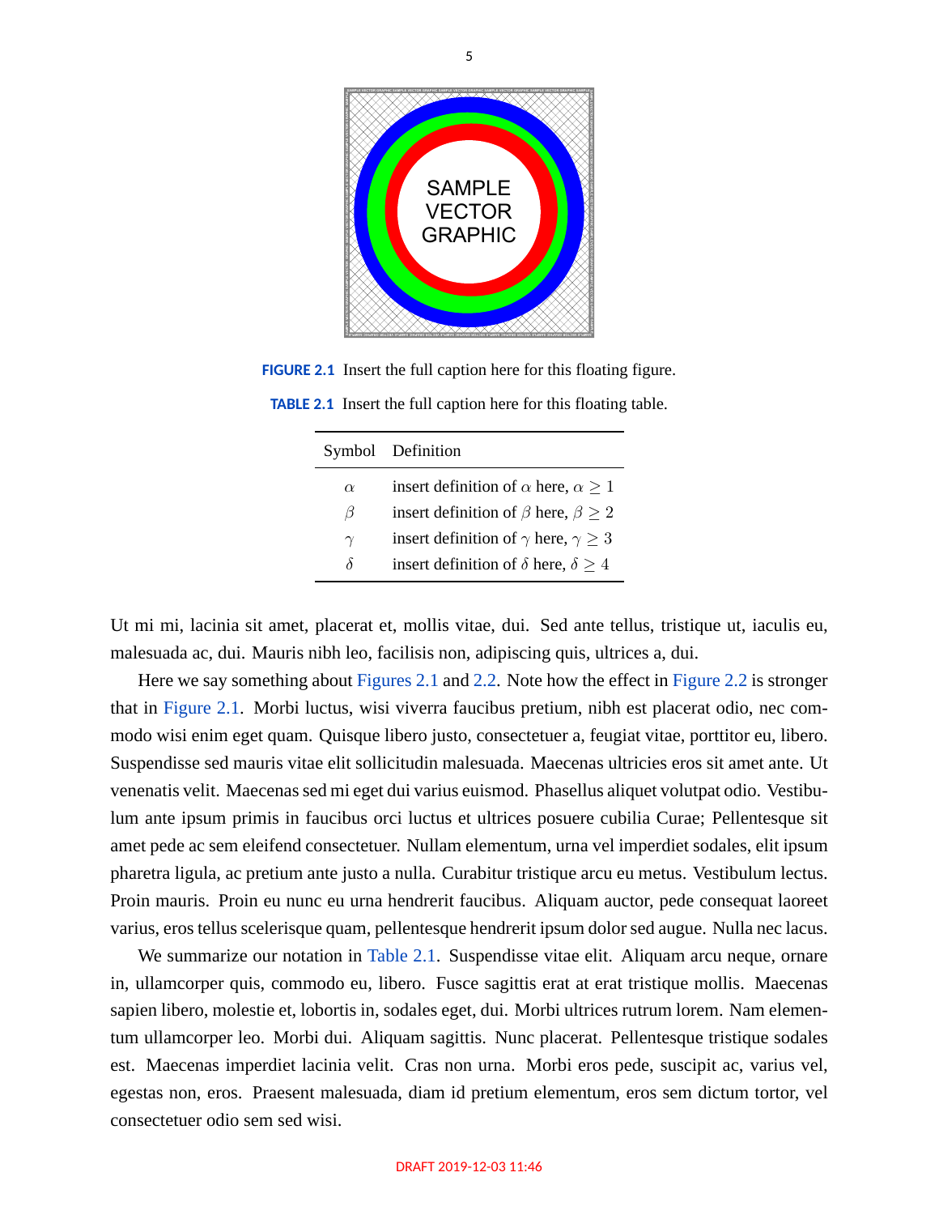FIGURE 2.1 Insert the full caption here for this floating figure.

TABLE 2.1 Insert the full caption here for this floating table.

| Symbol | Definition |
| --- | --- |
| $\alpha$ | insert definition of $\alpha$ here, $\alpha \geq 1$ |
| $\beta$ | insert definition of $\beta$ here, $\beta \geq 2$ |
| $\gamma$ | insert definition of $\gamma$ here, $\gamma \geq 3$ |
| $\delta$ | insert definition of $\delta$ here, $\delta \geq 4$ |

Ut mi mi, lacinia sit amet, placerat et, mollis vitae, dui. Sed ante tellus, tristique ut, iaculis eu, malesuada ac, dui. Mauris nibh leo, facilisis non, adipiscing quis, ultrices a, dui.

Here we say something about Figures 2.1 and 2.2. Note how the effect in Figure 2.2 is stronger that in Figure 2.1. Morbi luctus, wisi viverra faucibus pretium, nibh est placerat odio, nec commodo wisi enim eget quam. Quisque libero justo, consectetuer a, feugiat vitae, porttitor eu, libero. Suspendisse sed mauris vitae elit sollicitudin malesuada. Maecenas ultricies eros sit amet ante. Ut venenatis velit. Maecenas sed mi eget dui varius euismod. Phasellus aliquet volutpat odio. Vestibulum ante ipsum primis in faucibus orci luctus et ultrices posuere cubilia Curae; Pellentesque sit amet pede ac sem eleifend consectetuer. Nullam elementum, urna vel imperdiet sodales, elit ipsum pharetra ligula, ac pretium ante justo a nulla. Curabitur tristique arcu eu metus. Vestibulum lectus. Proin mauris. Proin eu nunc eu urna hendrerit faucibus. Aliquam auctor, pede consequat laoreet varius, eros tellus scelerisque quam, pellentesque hendrerit ipsum dolor sed augue. Nulla nec lacus.

We summarize our notation in Table 2.1. Suspendisse vitae elit. Aliquam arcu neque, ornare in, ullamcorper quis, commodo eu, libero. Fusce sagittis erat at erat tristique mollis. Maecenas sapien libero, molestie et, lobortis in, sodales eget, dui. Morbi ultrices rutrum lorem. Nam elementum ullamcorper leo. Morbi dui. Aliquam sagittis. Nunc placerat. Pellentesque tristique sodales est. Maecenas imperdiet lacinia velit. Cras non urna. Morbi eros pede, suscipit ac, varius vel, egestas non, eros. Praesent malesuada, diam id pretium elementum, eros sem dictum tortor, vel consectetuer odio sem sed wisi.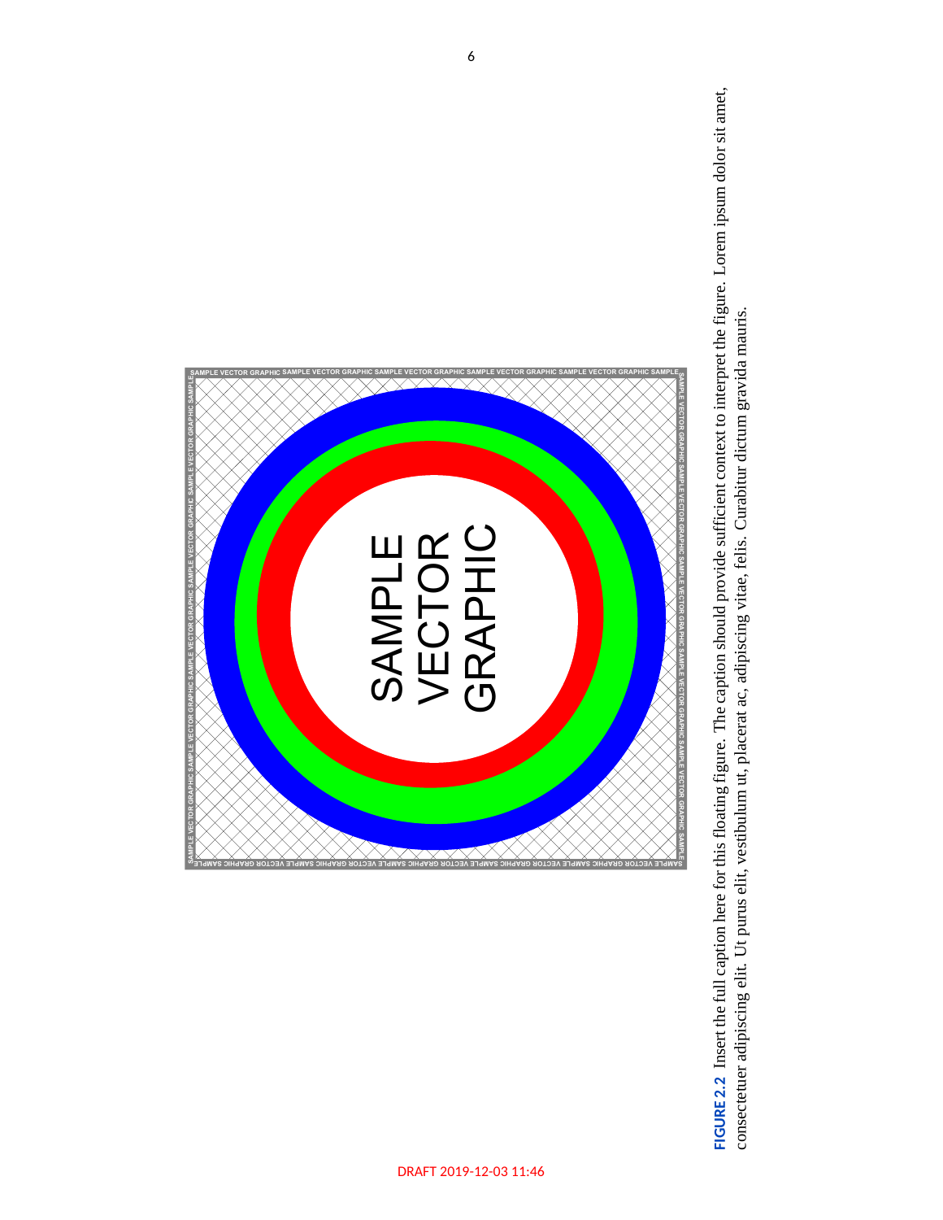**FIGURE 2.2** Insert the full caption here for this floating figure. The caption should provide sufficient context to interpret the figure. Lorem ipsum dolor sit amet, consectetuer adipiscing elit. Ut purus elit, vestibulum ut, placerat ac, adipiscing vitae, felis. Curabitur dictum gravida mauris.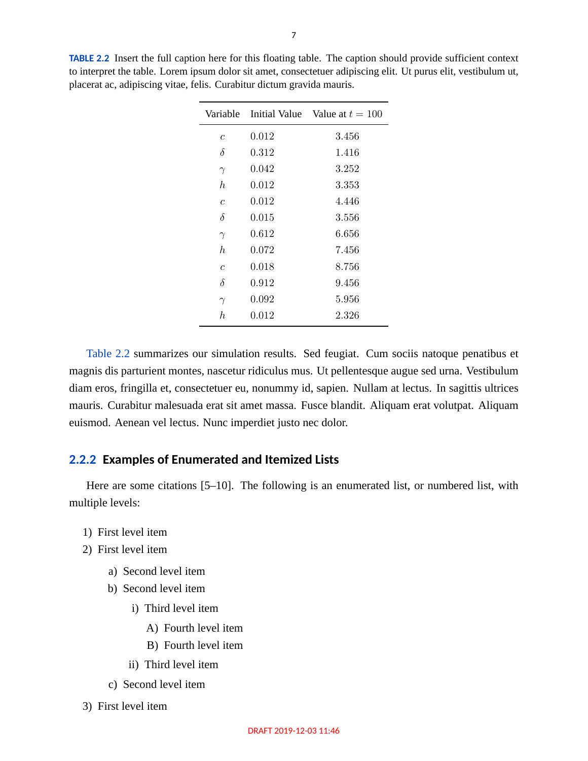**TABLE 2.2** Insert the full caption here for this floating table. The caption should provide sufficient context to interpret the table. Lorem ipsum dolor sit amet, consectetuer adipiscing elit. Ut purus elit, vestibulum ut, placerat ac, adipiscing vitae, felis. Curabitur dictum gravida mauris.

| Variable | Initial Value | Value at $t = 100$ |
|---|---|---|
| $c$ | $0.012$ | $3.456$ |
| $\delta$ | $0.312$ | $1.416$ |
| $\gamma$ | $0.042$ | $3.252$ |
| $h$ | $0.012$ | $3.353$ |
| $c$ | $0.012$ | $4.446$ |
| $\delta$ | $0.015$ | $3.556$ |
| $\gamma$ | $0.612$ | $6.656$ |
| $h$ | $0.072$ | $7.456$ |
| $c$ | $0.018$ | $8.756$ |
| $\delta$ | $0.912$ | $9.456$ |
| $\gamma$ | $0.092$ | $5.956$ |
| $h$ | $0.012$ | $2.326$ |

Table 2.2 summarizes our simulation results. Sed feugiat. Cum sociis natoque penatibus et magnis dis parturient montes, nascetur ridiculus mus. Ut pellentesque augue sed urna. Vestibulum diam eros, fringilla et, consectetuer eu, nonummy id, sapien. Nullam at lectus. In sagittis ultrices mauris. Curabitur malesuada erat sit amet massa. Fusce blandit. Aliquam erat volutpat. Aliquam euismod. Aenean vel lectus. Nunc imperdiet justo nec dolor.

### 2.2.2 Examples of Enumerated and Itemized Lists

Here are some citations [5–10]. The following is an enumerated list, or numbered list, with multiple levels:

1) First level item
2) First level item
    a) Second level item
    b) Second level item
        i) Third level item
            A) Fourth level item
            B) Fourth level item
        ii) Third level item
    c) Second level item
3) First level item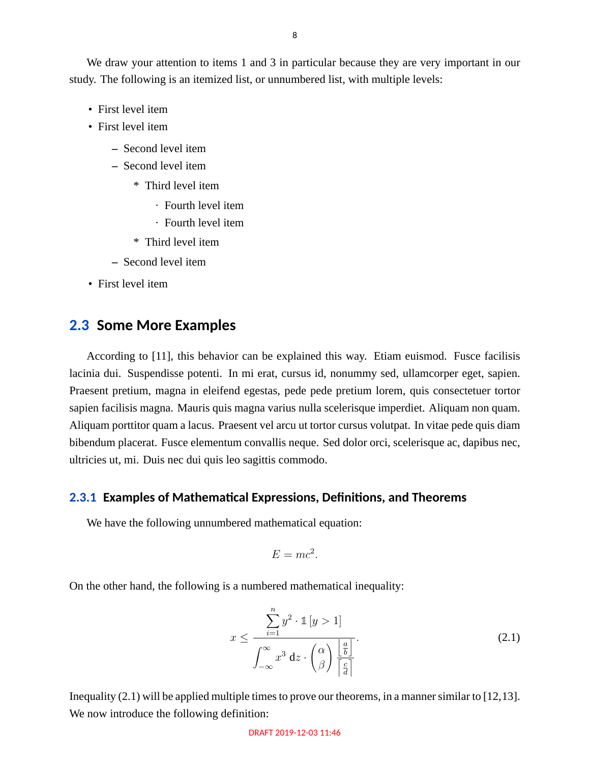We draw your attention to items 1 and 3 in particular because they are very important in our study. The following is an itemized list, or unnumbered list, with multiple levels:

- First level item
- First level item
  - Second level item
  - Second level item
    - Third level item
      - Fourth level item
      - Fourth level item
    - Third level item
  - Second level item
- First level item

## 2.3 Some More Examples

According to [11], this behavior can be explained this way. Etiam euismod. Fusce facilisis lacinia dui. Suspendisse potenti. In mi erat, cursus id, nonummy sed, ullamcorper eget, sapien. Praesent pretium, magna in eleifend egestas, pede pede pretium lorem, quis consectetuer tortor sapien facilisis magna. Mauris quis magna varius nulla scelerisque imperdiet. Aliquam non quam. Aliquam porttitor quam a lacus. Praesent vel arcu ut tortor cursus volutpat. In vitae pede quis diam bibendum placerat. Fusce elementum convallis neque. Sed dolor orci, scelerisque ac, dapibus nec, ultricies ut, mi. Duis nec dui quis leo sagittis commodo.

### 2.3.1 Examples of Mathematical Expressions, Definitions, and Theorems

We have the following unnumbered mathematical equation:

$$E = mc^2.$$

On the other hand, the following is a numbered mathematical inequality:

$$x \leq \frac{\displaystyle\sum_{i=1}^{n} y^2 \cdot \mathbb{1}\left[y > 1\right]}{\displaystyle\int_{-\infty}^{\infty} x^3 \,\mathrm{d}z \cdot \binom{\alpha}{\beta} \frac{\left\lfloor \frac{a}{b} \right\rfloor}{\left\lceil \frac{c}{d} \right\rceil}}. \tag{2.1}$$

Inequality (2.1) will be applied multiple times to prove our theorems, in a manner similar to [12,13]. We now introduce the following definition: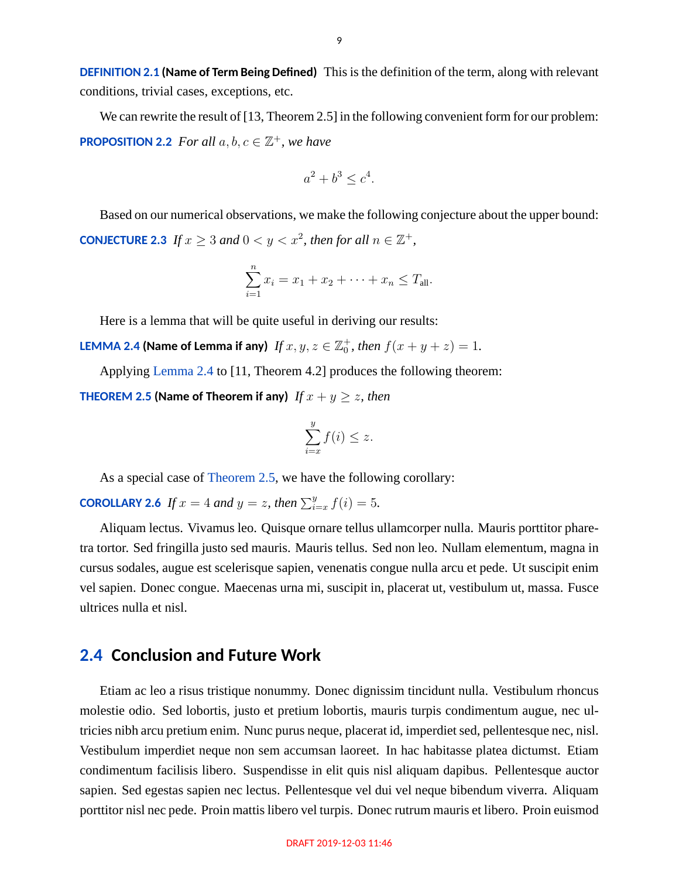**DEFINITION 2.1 (Name of Term Being Defined)** This is the definition of the term, along with relevant conditions, trivial cases, exceptions, etc.

We can rewrite the result of [13, Theorem 2.5] in the following convenient form for our problem:

**PROPOSITION 2.2** *For all $a, b, c \in \mathbb{Z}^+$, we have*

$$a^2 + b^3 \leq c^4.$$

Based on our numerical observations, we make the following conjecture about the upper bound:

**CONJECTURE 2.3** *If $x \geq 3$ and $0 < y < x^2$, then for all $n \in \mathbb{Z}^+$,*

$$\sum_{i=1}^{n} x_i = x_1 + x_2 + \cdots + x_n \leq T_{\text{all}}.$$

Here is a lemma that will be quite useful in deriving our results:

**LEMMA 2.4 (Name of Lemma if any)** *If $x, y, z \in \mathbb{Z}_0^+$, then $f(x + y + z) = 1$.*

Applying Lemma 2.4 to [11, Theorem 4.2] produces the following theorem:

**THEOREM 2.5 (Name of Theorem if any)** *If $x + y \geq z$, then*

$$\sum_{i=x}^{y} f(i) \leq z.$$

As a special case of Theorem 2.5, we have the following corollary:

**COROLLARY 2.6** *If $x = 4$ and $y = z$, then $\sum_{i=x}^{y} f(i) = 5$.*

Aliquam lectus. Vivamus leo. Quisque ornare tellus ullamcorper nulla. Mauris porttitor pharetra tortor. Sed fringilla justo sed mauris. Mauris tellus. Sed non leo. Nullam elementum, magna in cursus sodales, augue est scelerisque sapien, venenatis congue nulla arcu et pede. Ut suscipit enim vel sapien. Donec congue. Maecenas urna mi, suscipit in, placerat ut, vestibulum ut, massa. Fusce ultrices nulla et nisl.

## 2.4 Conclusion and Future Work

Etiam ac leo a risus tristique nonummy. Donec dignissim tincidunt nulla. Vestibulum rhoncus molestie odio. Sed lobortis, justo et pretium lobortis, mauris turpis condimentum augue, nec ultricies nibh arcu pretium enim. Nunc purus neque, placerat id, imperdiet sed, pellentesque nec, nisl. Vestibulum imperdiet neque non sem accumsan laoreet. In hac habitasse platea dictumst. Etiam condimentum facilisis libero. Suspendisse in elit quis nisl aliquam dapibus. Pellentesque auctor sapien. Sed egestas sapien nec lectus. Pellentesque vel dui vel neque bibendum viverra. Aliquam porttitor nisl nec pede. Proin mattis libero vel turpis. Donec rutrum mauris et libero. Proin euismod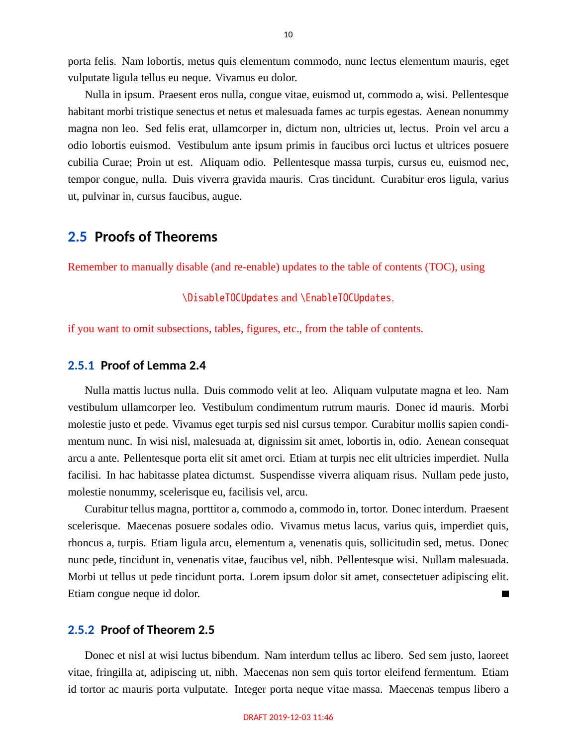porta felis. Nam lobortis, metus quis elementum commodo, nunc lectus elementum mauris, eget vulputate ligula tellus eu neque. Vivamus eu dolor.

Nulla in ipsum. Praesent eros nulla, congue vitae, euismod ut, commodo a, wisi. Pellentesque habitant morbi tristique senectus et netus et malesuada fames ac turpis egestas. Aenean nonummy magna non leo. Sed felis erat, ullamcorper in, dictum non, ultricies ut, lectus. Proin vel arcu a odio lobortis euismod. Vestibulum ante ipsum primis in faucibus orci luctus et ultrices posuere cubilia Curae; Proin ut est. Aliquam odio. Pellentesque massa turpis, cursus eu, euismod nec, tempor congue, nulla. Duis viverra gravida mauris. Cras tincidunt. Curabitur eros ligula, varius ut, pulvinar in, cursus faucibus, augue.

## 2.5 Proofs of Theorems

Remember to manually disable (and re-enable) updates to the table of contents (TOC), using

`\DisableTOCUpdates` and `\EnableTOCUpdates`,

if you want to omit subsections, tables, figures, etc., from the table of contents.

### 2.5.1 Proof of Lemma 2.4

Nulla mattis luctus nulla. Duis commodo velit at leo. Aliquam vulputate magna et leo. Nam vestibulum ullamcorper leo. Vestibulum condimentum rutrum mauris. Donec id mauris. Morbi molestie justo et pede. Vivamus eget turpis sed nisl cursus tempor. Curabitur mollis sapien condimentum nunc. In wisi nisl, malesuada at, dignissim sit amet, lobortis in, odio. Aenean consequat arcu a ante. Pellentesque porta elit sit amet orci. Etiam at turpis nec elit ultricies imperdiet. Nulla facilisi. In hac habitasse platea dictumst. Suspendisse viverra aliquam risus. Nullam pede justo, molestie nonummy, scelerisque eu, facilisis vel, arcu.

Curabitur tellus magna, porttitor a, commodo a, commodo in, tortor. Donec interdum. Praesent scelerisque. Maecenas posuere sodales odio. Vivamus metus lacus, varius quis, imperdiet quis, rhoncus a, turpis. Etiam ligula arcu, elementum a, venenatis quis, sollicitudin sed, metus. Donec nunc pede, tincidunt in, venenatis vitae, faucibus vel, nibh. Pellentesque wisi. Nullam malesuada. Morbi ut tellus ut pede tincidunt porta. Lorem ipsum dolor sit amet, consectetuer adipiscing elit. Etiam congue neque id dolor. ∎

### 2.5.2 Proof of Theorem 2.5

Donec et nisl at wisi luctus bibendum. Nam interdum tellus ac libero. Sed sem justo, laoreet vitae, fringilla at, adipiscing ut, nibh. Maecenas non sem quis tortor eleifend fermentum. Etiam id tortor ac mauris porta vulputate. Integer porta neque vitae massa. Maecenas tempus libero a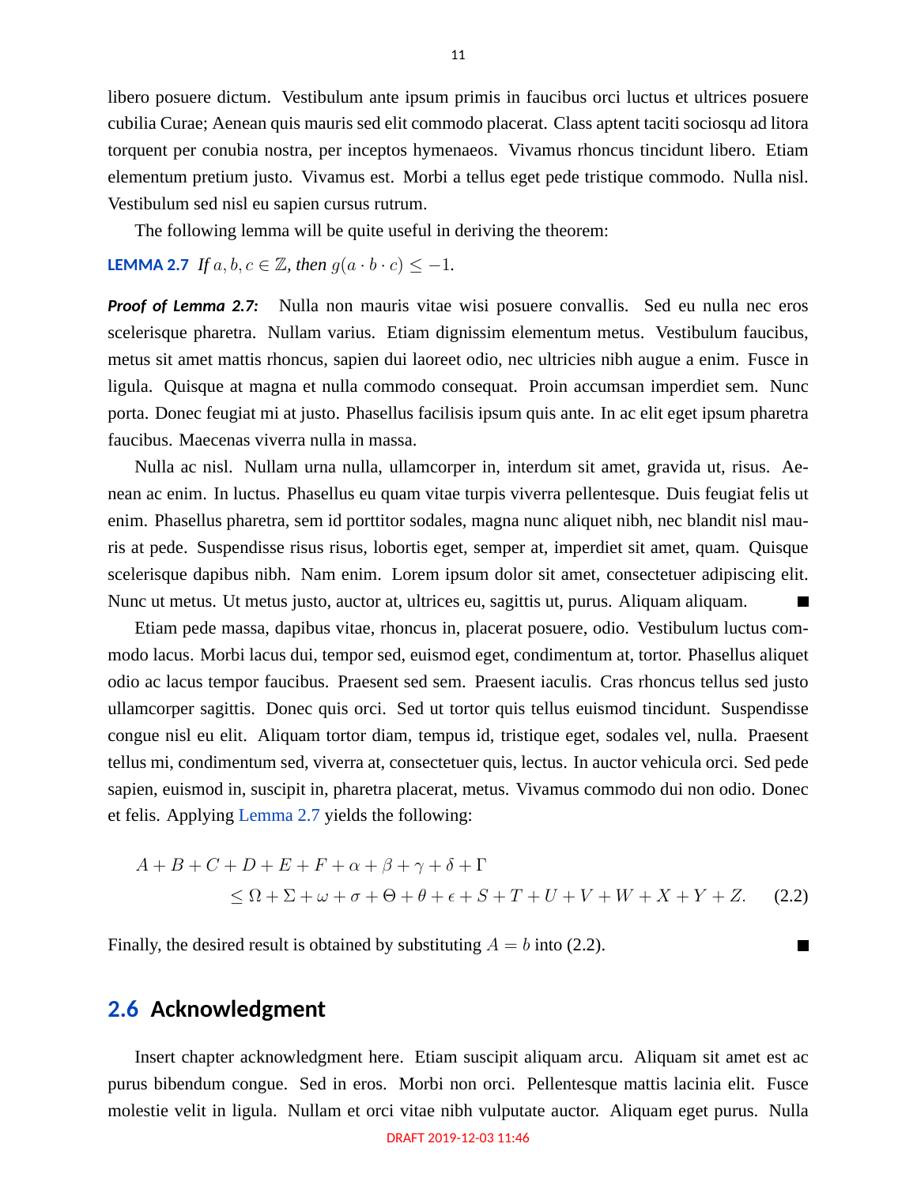libero posuere dictum. Vestibulum ante ipsum primis in faucibus orci luctus et ultrices posuere cubilia Curae; Aenean quis mauris sed elit commodo placerat. Class aptent taciti sociosqu ad litora torquent per conubia nostra, per inceptos hymenaeos. Vivamus rhoncus tincidunt libero. Etiam elementum pretium justo. Vivamus est. Morbi a tellus eget pede tristique commodo. Nulla nisl. Vestibulum sed nisl eu sapien cursus rutrum.

The following lemma will be quite useful in deriving the theorem:

**LEMMA 2.7** *If $a, b, c \in \mathbb{Z}$, then $g(a \cdot b \cdot c) \leq -1$.*

***Proof of Lemma 2.7:*** Nulla non mauris vitae wisi posuere convallis. Sed eu nulla nec eros scelerisque pharetra. Nullam varius. Etiam dignissim elementum metus. Vestibulum faucibus, metus sit amet mattis rhoncus, sapien dui laoreet odio, nec ultricies nibh augue a enim. Fusce in ligula. Quisque at magna et nulla commodo consequat. Proin accumsan imperdiet sem. Nunc porta. Donec feugiat mi at justo. Phasellus facilisis ipsum quis ante. In ac elit eget ipsum pharetra faucibus. Maecenas viverra nulla in massa.

Nulla ac nisl. Nullam urna nulla, ullamcorper in, interdum sit amet, gravida ut, risus. Aenean ac enim. In luctus. Phasellus eu quam vitae turpis viverra pellentesque. Duis feugiat felis ut enim. Phasellus pharetra, sem id porttitor sodales, magna nunc aliquet nibh, nec blandit nisl mauris at pede. Suspendisse risus risus, lobortis eget, semper at, imperdiet sit amet, quam. Quisque scelerisque dapibus nibh. Nam enim. Lorem ipsum dolor sit amet, consectetuer adipiscing elit. Nunc ut metus. Ut metus justo, auctor at, ultrices eu, sagittis ut, purus. Aliquam aliquam. ■

Etiam pede massa, dapibus vitae, rhoncus in, placerat posuere, odio. Vestibulum luctus commodo lacus. Morbi lacus dui, tempor sed, euismod eget, condimentum at, tortor. Phasellus aliquet odio ac lacus tempor faucibus. Praesent sed sem. Praesent iaculis. Cras rhoncus tellus sed justo ullamcorper sagittis. Donec quis orci. Sed ut tortor quis tellus euismod tincidunt. Suspendisse congue nisl eu elit. Aliquam tortor diam, tempus id, tristique eget, sodales vel, nulla. Praesent tellus mi, condimentum sed, viverra at, consectetuer quis, lectus. In auctor vehicula orci. Sed pede sapien, euismod in, suscipit in, pharetra placerat, metus. Vivamus commodo dui non odio. Donec et felis. Applying Lemma 2.7 yields the following:

$$
\begin{aligned}
&A + B + C + D + E + F + \alpha + \beta + \gamma + \delta + \Gamma \\
&\qquad \leq \Omega + \Sigma + \omega + \sigma + \Theta + \theta + \epsilon + S + T + U + V + W + X + Y + Z. \qquad (2.2)
\end{aligned}
$$

Finally, the desired result is obtained by substituting $A = b$ into (2.2). ■

## 2.6 Acknowledgment

Insert chapter acknowledgment here. Etiam suscipit aliquam arcu. Aliquam sit amet est ac purus bibendum congue. Sed in eros. Morbi non orci. Pellentesque mattis lacinia elit. Fusce molestie velit in ligula. Nullam et orci vitae nibh vulputate auctor. Aliquam eget purus. Nulla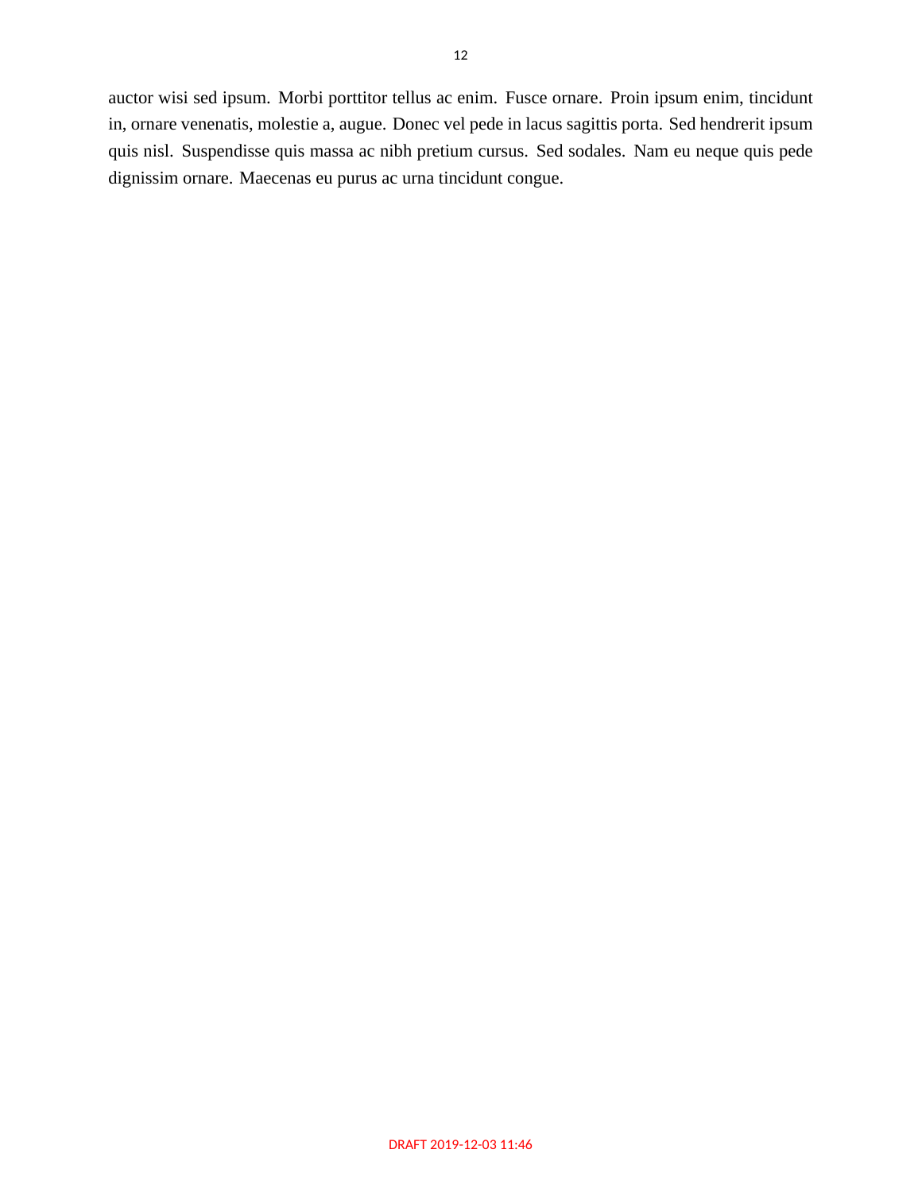auctor wisi sed ipsum. Morbi porttitor tellus ac enim. Fusce ornare. Proin ipsum enim, tincidunt in, ornare venenatis, molestie a, augue. Donec vel pede in lacus sagittis porta. Sed hendrerit ipsum quis nisl. Suspendisse quis massa ac nibh pretium cursus. Sed sodales. Nam eu neque quis pede dignissim ornare. Maecenas eu purus ac urna tincidunt congue.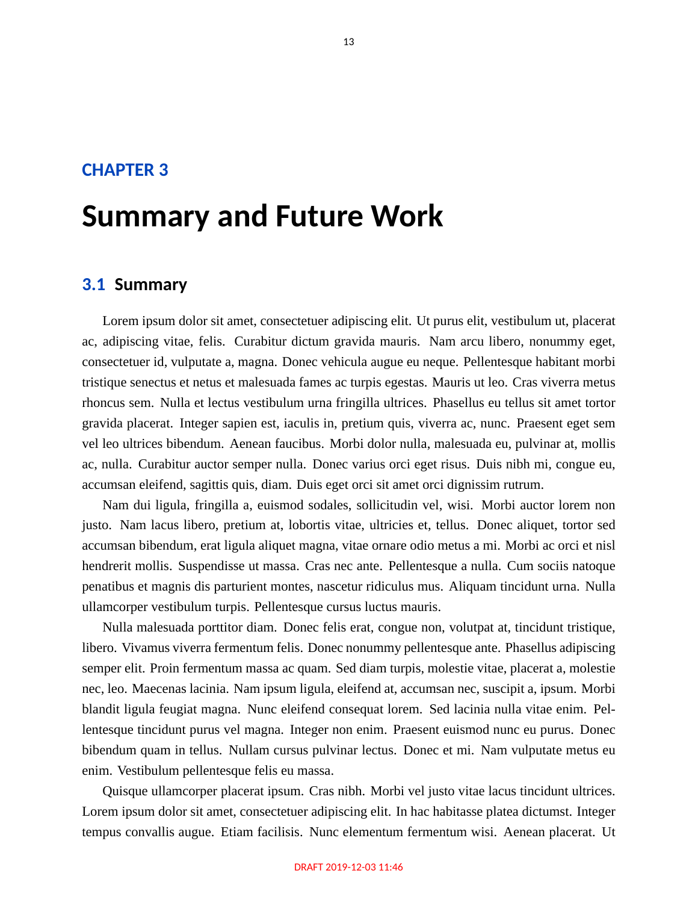# CHAPTER 3

# Summary and Future Work

## 3.1 Summary

Lorem ipsum dolor sit amet, consectetuer adipiscing elit. Ut purus elit, vestibulum ut, placerat ac, adipiscing vitae, felis. Curabitur dictum gravida mauris. Nam arcu libero, nonummy eget, consectetuer id, vulputate a, magna. Donec vehicula augue eu neque. Pellentesque habitant morbi tristique senectus et netus et malesuada fames ac turpis egestas. Mauris ut leo. Cras viverra metus rhoncus sem. Nulla et lectus vestibulum urna fringilla ultrices. Phasellus eu tellus sit amet tortor gravida placerat. Integer sapien est, iaculis in, pretium quis, viverra ac, nunc. Praesent eget sem vel leo ultrices bibendum. Aenean faucibus. Morbi dolor nulla, malesuada eu, pulvinar at, mollis ac, nulla. Curabitur auctor semper nulla. Donec varius orci eget risus. Duis nibh mi, congue eu, accumsan eleifend, sagittis quis, diam. Duis eget orci sit amet orci dignissim rutrum.

Nam dui ligula, fringilla a, euismod sodales, sollicitudin vel, wisi. Morbi auctor lorem non justo. Nam lacus libero, pretium at, lobortis vitae, ultricies et, tellus. Donec aliquet, tortor sed accumsan bibendum, erat ligula aliquet magna, vitae ornare odio metus a mi. Morbi ac orci et nisl hendrerit mollis. Suspendisse ut massa. Cras nec ante. Pellentesque a nulla. Cum sociis natoque penatibus et magnis dis parturient montes, nascetur ridiculus mus. Aliquam tincidunt urna. Nulla ullamcorper vestibulum turpis. Pellentesque cursus luctus mauris.

Nulla malesuada porttitor diam. Donec felis erat, congue non, volutpat at, tincidunt tristique, libero. Vivamus viverra fermentum felis. Donec nonummy pellentesque ante. Phasellus adipiscing semper elit. Proin fermentum massa ac quam. Sed diam turpis, molestie vitae, placerat a, molestie nec, leo. Maecenas lacinia. Nam ipsum ligula, eleifend at, accumsan nec, suscipit a, ipsum. Morbi blandit ligula feugiat magna. Nunc eleifend consequat lorem. Sed lacinia nulla vitae enim. Pellentesque tincidunt purus vel magna. Integer non enim. Praesent euismod nunc eu purus. Donec bibendum quam in tellus. Nullam cursus pulvinar lectus. Donec et mi. Nam vulputate metus eu enim. Vestibulum pellentesque felis eu massa.

Quisque ullamcorper placerat ipsum. Cras nibh. Morbi vel justo vitae lacus tincidunt ultrices. Lorem ipsum dolor sit amet, consectetuer adipiscing elit. In hac habitasse platea dictumst. Integer tempus convallis augue. Etiam facilisis. Nunc elementum fermentum wisi. Aenean placerat. Ut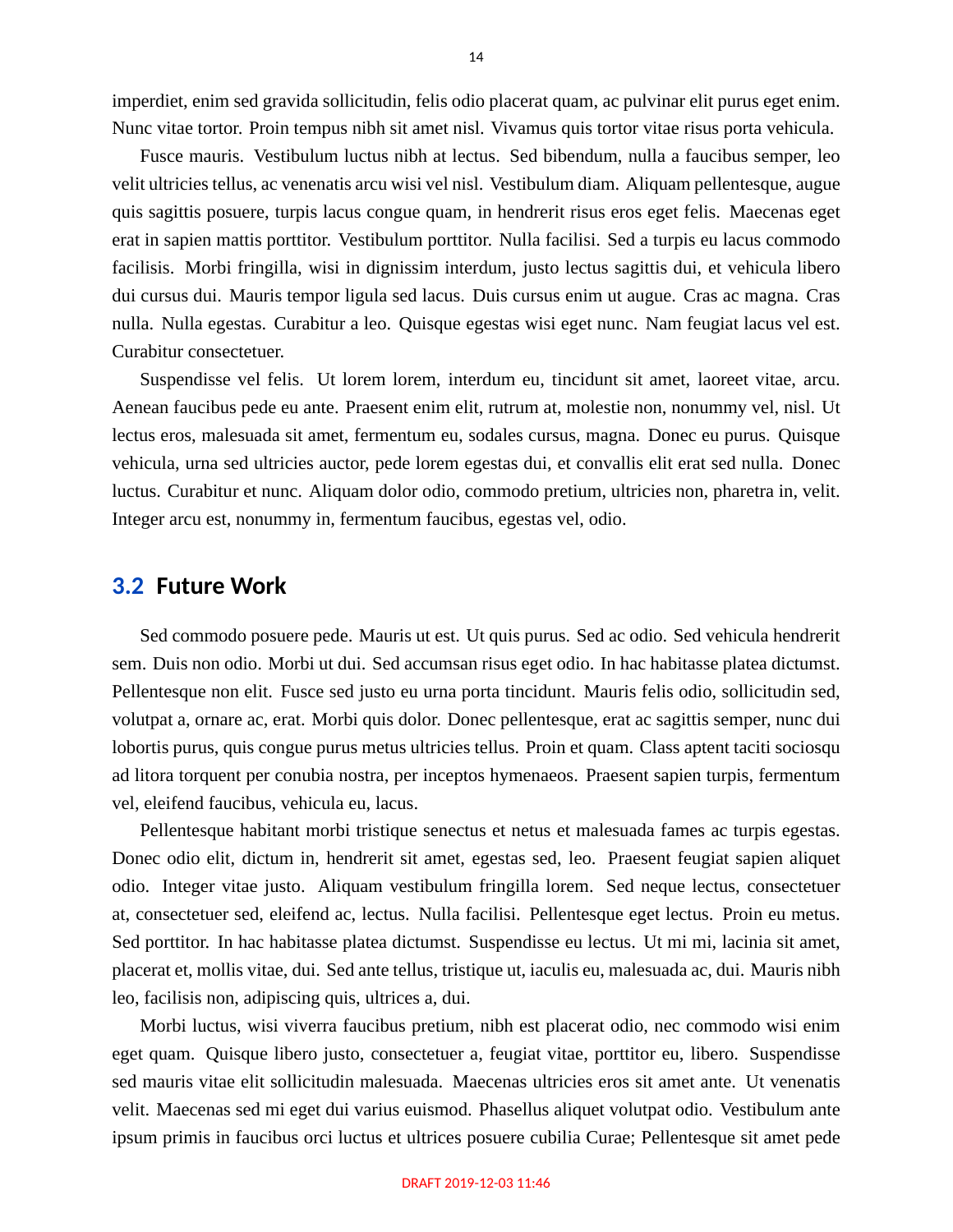imperdiet, enim sed gravida sollicitudin, felis odio placerat quam, ac pulvinar elit purus eget enim. Nunc vitae tortor. Proin tempus nibh sit amet nisl. Vivamus quis tortor vitae risus porta vehicula.

Fusce mauris. Vestibulum luctus nibh at lectus. Sed bibendum, nulla a faucibus semper, leo velit ultricies tellus, ac venenatis arcu wisi vel nisl. Vestibulum diam. Aliquam pellentesque, augue quis sagittis posuere, turpis lacus congue quam, in hendrerit risus eros eget felis. Maecenas eget erat in sapien mattis porttitor. Vestibulum porttitor. Nulla facilisi. Sed a turpis eu lacus commodo facilisis. Morbi fringilla, wisi in dignissim interdum, justo lectus sagittis dui, et vehicula libero dui cursus dui. Mauris tempor ligula sed lacus. Duis cursus enim ut augue. Cras ac magna. Cras nulla. Nulla egestas. Curabitur a leo. Quisque egestas wisi eget nunc. Nam feugiat lacus vel est. Curabitur consectetuer.

Suspendisse vel felis. Ut lorem lorem, interdum eu, tincidunt sit amet, laoreet vitae, arcu. Aenean faucibus pede eu ante. Praesent enim elit, rutrum at, molestie non, nonummy vel, nisl. Ut lectus eros, malesuada sit amet, fermentum eu, sodales cursus, magna. Donec eu purus. Quisque vehicula, urna sed ultricies auctor, pede lorem egestas dui, et convallis elit erat sed nulla. Donec luctus. Curabitur et nunc. Aliquam dolor odio, commodo pretium, ultricies non, pharetra in, velit. Integer arcu est, nonummy in, fermentum faucibus, egestas vel, odio.

## 3.2 Future Work

Sed commodo posuere pede. Mauris ut est. Ut quis purus. Sed ac odio. Sed vehicula hendrerit sem. Duis non odio. Morbi ut dui. Sed accumsan risus eget odio. In hac habitasse platea dictumst. Pellentesque non elit. Fusce sed justo eu urna porta tincidunt. Mauris felis odio, sollicitudin sed, volutpat a, ornare ac, erat. Morbi quis dolor. Donec pellentesque, erat ac sagittis semper, nunc dui lobortis purus, quis congue purus metus ultricies tellus. Proin et quam. Class aptent taciti sociosqu ad litora torquent per conubia nostra, per inceptos hymenaeos. Praesent sapien turpis, fermentum vel, eleifend faucibus, vehicula eu, lacus.

Pellentesque habitant morbi tristique senectus et netus et malesuada fames ac turpis egestas. Donec odio elit, dictum in, hendrerit sit amet, egestas sed, leo. Praesent feugiat sapien aliquet odio. Integer vitae justo. Aliquam vestibulum fringilla lorem. Sed neque lectus, consectetuer at, consectetuer sed, eleifend ac, lectus. Nulla facilisi. Pellentesque eget lectus. Proin eu metus. Sed porttitor. In hac habitasse platea dictumst. Suspendisse eu lectus. Ut mi mi, lacinia sit amet, placerat et, mollis vitae, dui. Sed ante tellus, tristique ut, iaculis eu, malesuada ac, dui. Mauris nibh leo, facilisis non, adipiscing quis, ultrices a, dui.

Morbi luctus, wisi viverra faucibus pretium, nibh est placerat odio, nec commodo wisi enim eget quam. Quisque libero justo, consectetuer a, feugiat vitae, porttitor eu, libero. Suspendisse sed mauris vitae elit sollicitudin malesuada. Maecenas ultricies eros sit amet ante. Ut venenatis velit. Maecenas sed mi eget dui varius euismod. Phasellus aliquet volutpat odio. Vestibulum ante ipsum primis in faucibus orci luctus et ultrices posuere cubilia Curae; Pellentesque sit amet pede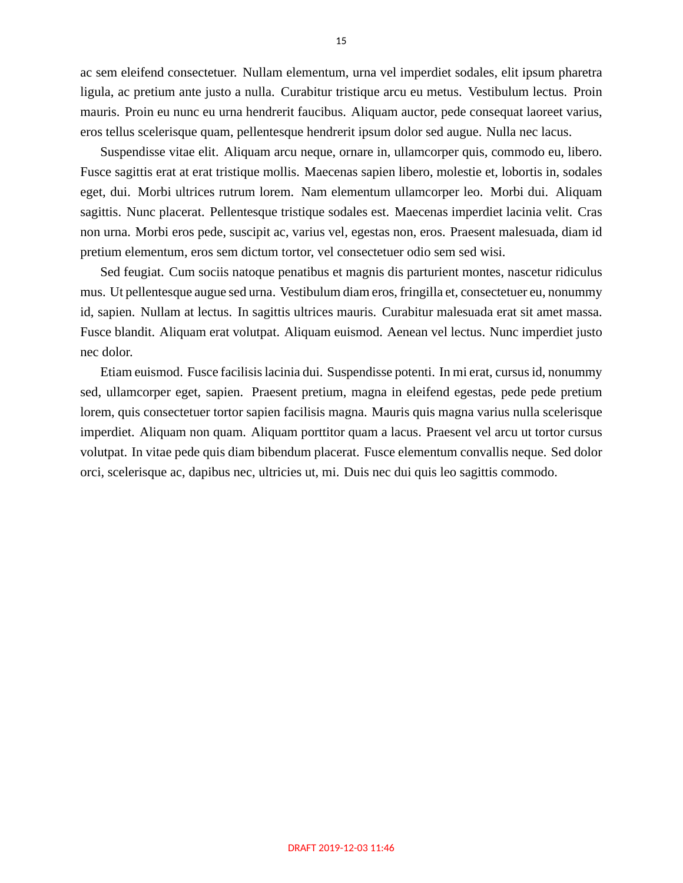ac sem eleifend consectetuer. Nullam elementum, urna vel imperdiet sodales, elit ipsum pharetra ligula, ac pretium ante justo a nulla. Curabitur tristique arcu eu metus. Vestibulum lectus. Proin mauris. Proin eu nunc eu urna hendrerit faucibus. Aliquam auctor, pede consequat laoreet varius, eros tellus scelerisque quam, pellentesque hendrerit ipsum dolor sed augue. Nulla nec lacus.

Suspendisse vitae elit. Aliquam arcu neque, ornare in, ullamcorper quis, commodo eu, libero. Fusce sagittis erat at erat tristique mollis. Maecenas sapien libero, molestie et, lobortis in, sodales eget, dui. Morbi ultrices rutrum lorem. Nam elementum ullamcorper leo. Morbi dui. Aliquam sagittis. Nunc placerat. Pellentesque tristique sodales est. Maecenas imperdiet lacinia velit. Cras non urna. Morbi eros pede, suscipit ac, varius vel, egestas non, eros. Praesent malesuada, diam id pretium elementum, eros sem dictum tortor, vel consectetuer odio sem sed wisi.

Sed feugiat. Cum sociis natoque penatibus et magnis dis parturient montes, nascetur ridiculus mus. Ut pellentesque augue sed urna. Vestibulum diam eros, fringilla et, consectetuer eu, nonummy id, sapien. Nullam at lectus. In sagittis ultrices mauris. Curabitur malesuada erat sit amet massa. Fusce blandit. Aliquam erat volutpat. Aliquam euismod. Aenean vel lectus. Nunc imperdiet justo nec dolor.

Etiam euismod. Fusce facilisis lacinia dui. Suspendisse potenti. In mi erat, cursus id, nonummy sed, ullamcorper eget, sapien. Praesent pretium, magna in eleifend egestas, pede pede pretium lorem, quis consectetuer tortor sapien facilisis magna. Mauris quis magna varius nulla scelerisque imperdiet. Aliquam non quam. Aliquam porttitor quam a lacus. Praesent vel arcu ut tortor cursus volutpat. In vitae pede quis diam bibendum placerat. Fusce elementum convallis neque. Sed dolor orci, scelerisque ac, dapibus nec, ultricies ut, mi. Duis nec dui quis leo sagittis commodo.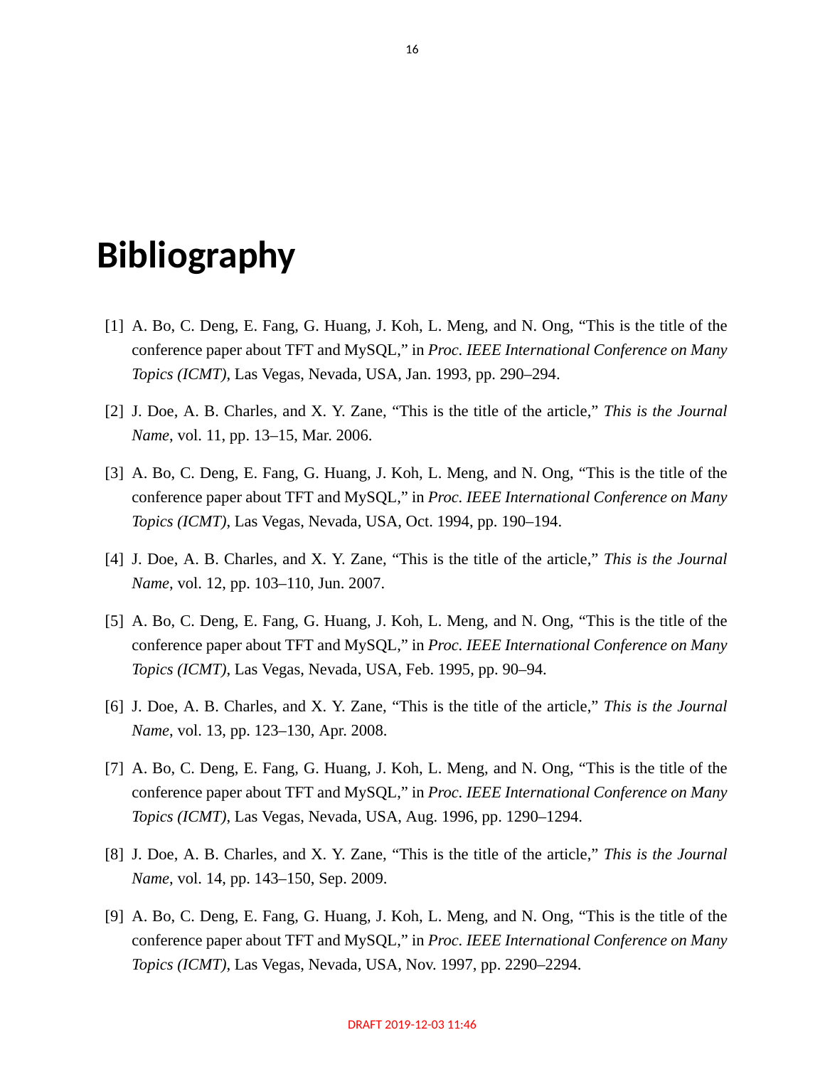# Bibliography

[1] A. Bo, C. Deng, E. Fang, G. Huang, J. Koh, L. Meng, and N. Ong, “This is the title of the conference paper about TFT and MySQL,” in *Proc. IEEE International Conference on Many Topics (ICMT)*, Las Vegas, Nevada, USA, Jan. 1993, pp. 290–294.

[2] J. Doe, A. B. Charles, and X. Y. Zane, “This is the title of the article,” *This is the Journal Name*, vol. 11, pp. 13–15, Mar. 2006.

[3] A. Bo, C. Deng, E. Fang, G. Huang, J. Koh, L. Meng, and N. Ong, “This is the title of the conference paper about TFT and MySQL,” in *Proc. IEEE International Conference on Many Topics (ICMT)*, Las Vegas, Nevada, USA, Oct. 1994, pp. 190–194.

[4] J. Doe, A. B. Charles, and X. Y. Zane, “This is the title of the article,” *This is the Journal Name*, vol. 12, pp. 103–110, Jun. 2007.

[5] A. Bo, C. Deng, E. Fang, G. Huang, J. Koh, L. Meng, and N. Ong, “This is the title of the conference paper about TFT and MySQL,” in *Proc. IEEE International Conference on Many Topics (ICMT)*, Las Vegas, Nevada, USA, Feb. 1995, pp. 90–94.

[6] J. Doe, A. B. Charles, and X. Y. Zane, “This is the title of the article,” *This is the Journal Name*, vol. 13, pp. 123–130, Apr. 2008.

[7] A. Bo, C. Deng, E. Fang, G. Huang, J. Koh, L. Meng, and N. Ong, “This is the title of the conference paper about TFT and MySQL,” in *Proc. IEEE International Conference on Many Topics (ICMT)*, Las Vegas, Nevada, USA, Aug. 1996, pp. 1290–1294.

[8] J. Doe, A. B. Charles, and X. Y. Zane, “This is the title of the article,” *This is the Journal Name*, vol. 14, pp. 143–150, Sep. 2009.

[9] A. Bo, C. Deng, E. Fang, G. Huang, J. Koh, L. Meng, and N. Ong, “This is the title of the conference paper about TFT and MySQL,” in *Proc. IEEE International Conference on Many Topics (ICMT)*, Las Vegas, Nevada, USA, Nov. 1997, pp. 2290–2294.

DRAFT 2019-12-03 11:46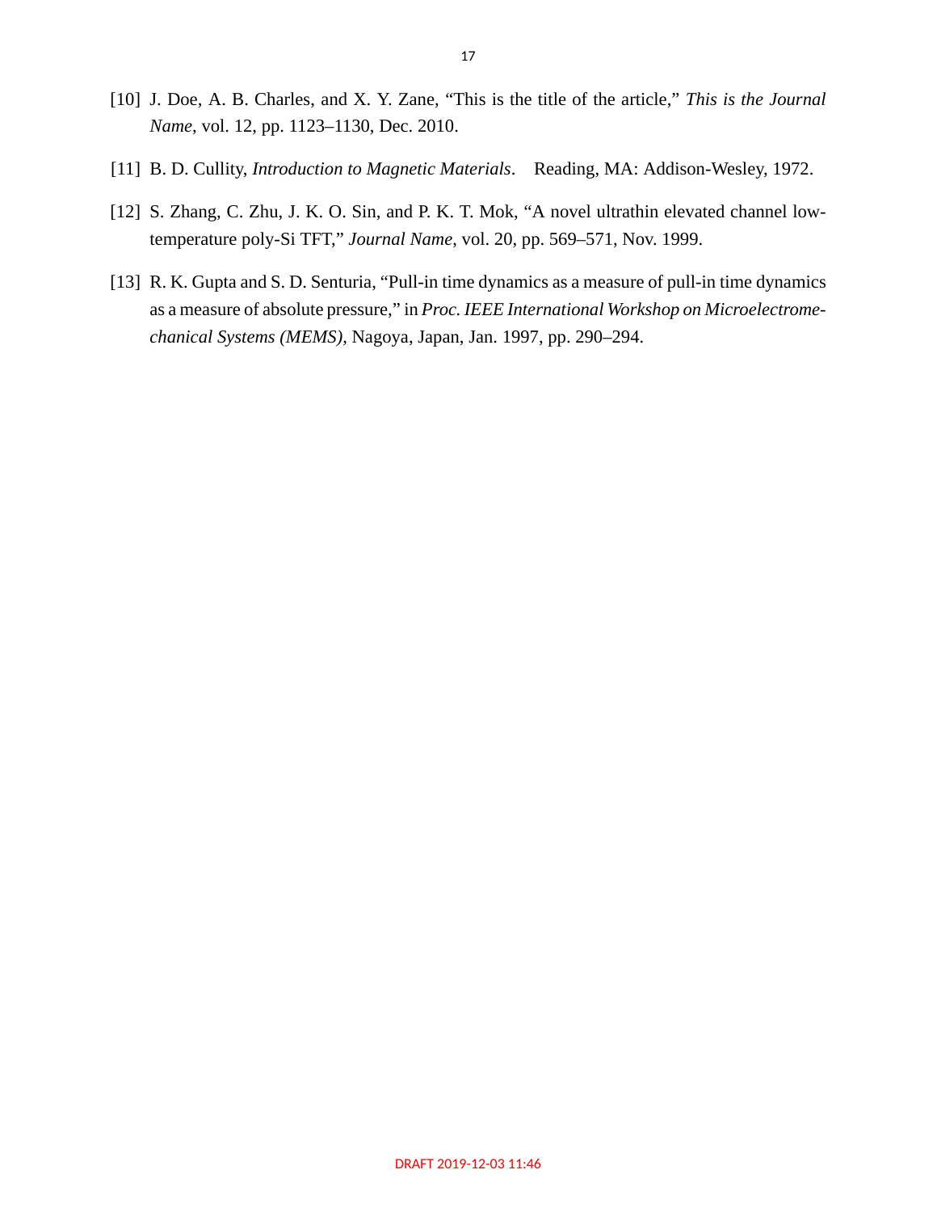[10] J. Doe, A. B. Charles, and X. Y. Zane, "This is the title of the article," *This is the Journal Name*, vol. 12, pp. 1123–1130, Dec. 2010.

[11] B. D. Cullity, *Introduction to Magnetic Materials*. Reading, MA: Addison-Wesley, 1972.

[12] S. Zhang, C. Zhu, J. K. O. Sin, and P. K. T. Mok, "A novel ultrathin elevated channel low-temperature poly-Si TFT," *Journal Name*, vol. 20, pp. 569–571, Nov. 1999.

[13] R. K. Gupta and S. D. Senturia, "Pull-in time dynamics as a measure of pull-in time dynamics as a measure of absolute pressure," in *Proc. IEEE International Workshop on Microelectromechanical Systems (MEMS)*, Nagoya, Japan, Jan. 1997, pp. 290–294.

DRAFT 2019-12-03 11:46